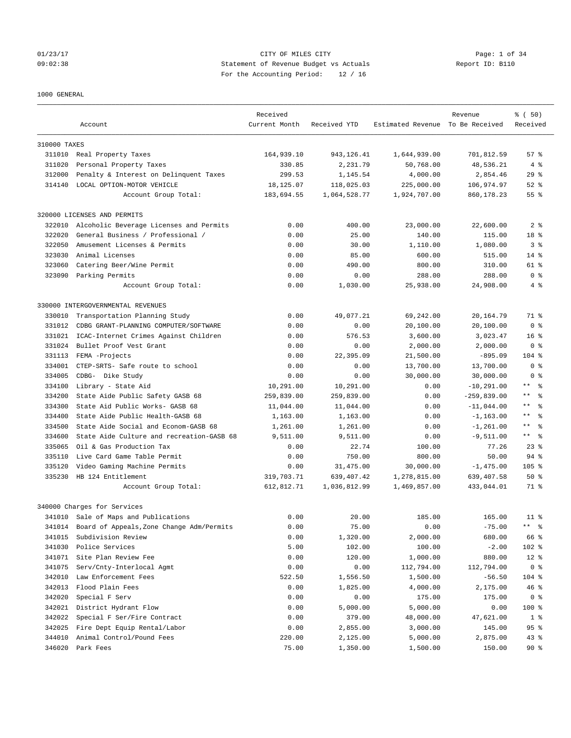01/23/17 CITY OF MILES CITY
09:02:38 Statement of Revenue Budget vs Actuals Report ID: B110
For the Accounting Period: 12 / 16

1000 GENERAL

| | Account | Received Current Month | Received YTD | Estimated Revenue | Revenue To Be Received | % ( 50) Received |
|---|---|---|---|---|---|---|
| 310000 TAXES | | | | | | |
| 311010 | Real Property Taxes | 164,939.10 | 943,126.41 | 1,644,939.00 | 701,812.59 | 57 % |
| 311020 | Personal Property Taxes | 330.85 | 2,231.79 | 50,768.00 | 48,536.21 | 4 % |
| 312000 | Penalty & Interest on Delinquent Taxes | 299.53 | 1,145.54 | 4,000.00 | 2,854.46 | 29 % |
| 314140 | LOCAL OPTION-MOTOR VEHICLE | 18,125.07 | 118,025.03 | 225,000.00 | 106,974.97 | 52 % |
| | Account Group Total: | 183,694.55 | 1,064,528.77 | 1,924,707.00 | 860,178.23 | 55 % |
| 320000 LICENSES AND PERMITS | | | | | | |
| 322010 | Alcoholic Beverage Licenses and Permits | 0.00 | 400.00 | 23,000.00 | 22,600.00 | 2 % |
| 322020 | General Business / Professional / | 0.00 | 25.00 | 140.00 | 115.00 | 18 % |
| 322050 | Amusement Licenses & Permits | 0.00 | 30.00 | 1,110.00 | 1,080.00 | 3 % |
| 323030 | Animal Licenses | 0.00 | 85.00 | 600.00 | 515.00 | 14 % |
| 323060 | Catering Beer/Wine Permit | 0.00 | 490.00 | 800.00 | 310.00 | 61 % |
| 323090 | Parking Permits | 0.00 | 0.00 | 288.00 | 288.00 | 0 % |
| | Account Group Total: | 0.00 | 1,030.00 | 25,938.00 | 24,908.00 | 4 % |
| 330000 INTERGOVERNMENTAL REVENUES | | | | | | |
| 330010 | Transportation Planning Study | 0.00 | 49,077.21 | 69,242.00 | 20,164.79 | 71 % |
| 331012 | CDBG GRANT-PLANNING COMPUTER/SOFTWARE | 0.00 | 0.00 | 20,100.00 | 20,100.00 | 0 % |
| 331021 | ICAC-Internet Crimes Against Children | 0.00 | 576.53 | 3,600.00 | 3,023.47 | 16 % |
| 331024 | Bullet Proof Vest Grant | 0.00 | 0.00 | 2,000.00 | 2,000.00 | 0 % |
| 331113 | FEMA -Projects | 0.00 | 22,395.09 | 21,500.00 | -895.09 | 104 % |
| 334001 | CTEP-SRTS- Safe route to school | 0.00 | 0.00 | 13,700.00 | 13,700.00 | 0 % |
| 334005 | CDBG- Dike Study | 0.00 | 0.00 | 30,000.00 | 30,000.00 | 0 % |
| 334100 | Library - State Aid | 10,291.00 | 10,291.00 | 0.00 | -10,291.00 | ** % |
| 334200 | State Aide Public Safety GASB 68 | 259,839.00 | 259,839.00 | 0.00 | -259,839.00 | ** % |
| 334300 | State Aid Public Works- GASB 68 | 11,044.00 | 11,044.00 | 0.00 | -11,044.00 | ** % |
| 334400 | State Aide Public Health-GASB 68 | 1,163.00 | 1,163.00 | 0.00 | -1,163.00 | ** % |
| 334500 | State Aide Social and Econom-GASB 68 | 1,261.00 | 1,261.00 | 0.00 | -1,261.00 | ** % |
| 334600 | State Aide Culture and recreation-GASB 68 | 9,511.00 | 9,511.00 | 0.00 | -9,511.00 | ** % |
| 335065 | Oil & Gas Production Tax | 0.00 | 22.74 | 100.00 | 77.26 | 23 % |
| 335110 | Live Card Game Table Permit | 0.00 | 750.00 | 800.00 | 50.00 | 94 % |
| 335120 | Video Gaming Machine Permits | 0.00 | 31,475.00 | 30,000.00 | -1,475.00 | 105 % |
| 335230 | HB 124 Entitlement | 319,703.71 | 639,407.42 | 1,278,815.00 | 639,407.58 | 50 % |
| | Account Group Total: | 612,812.71 | 1,036,812.99 | 1,469,857.00 | 433,044.01 | 71 % |
| 340000 Charges for Services | | | | | | |
| 341010 | Sale of Maps and Publications | 0.00 | 20.00 | 185.00 | 165.00 | 11 % |
| 341014 | Board of Appeals,Zone Change Adm/Permits | 0.00 | 75.00 | 0.00 | -75.00 | ** % |
| 341015 | Subdivision Review | 0.00 | 1,320.00 | 2,000.00 | 680.00 | 66 % |
| 341030 | Police Services | 5.00 | 102.00 | 100.00 | -2.00 | 102 % |
| 341071 | Site Plan Review Fee | 0.00 | 120.00 | 1,000.00 | 880.00 | 12 % |
| 341075 | Serv/Cnty-Interlocal Agmt | 0.00 | 0.00 | 112,794.00 | 112,794.00 | 0 % |
| 342010 | Law Enforcement Fees | 522.50 | 1,556.50 | 1,500.00 | -56.50 | 104 % |
| 342013 | Flood Plain Fees | 0.00 | 1,825.00 | 4,000.00 | 2,175.00 | 46 % |
| 342020 | Special F Serv | 0.00 | 0.00 | 175.00 | 175.00 | 0 % |
| 342021 | District Hydrant Flow | 0.00 | 5,000.00 | 5,000.00 | 0.00 | 100 % |
| 342022 | Special F Ser/Fire Contract | 0.00 | 379.00 | 48,000.00 | 47,621.00 | 1 % |
| 342025 | Fire Dept Equip Rental/Labor | 0.00 | 2,855.00 | 3,000.00 | 145.00 | 95 % |
| 344010 | Animal Control/Pound Fees | 220.00 | 2,125.00 | 5,000.00 | 2,875.00 | 43 % |
| 346020 | Park Fees | 75.00 | 1,350.00 | 1,500.00 | 150.00 | 90 % |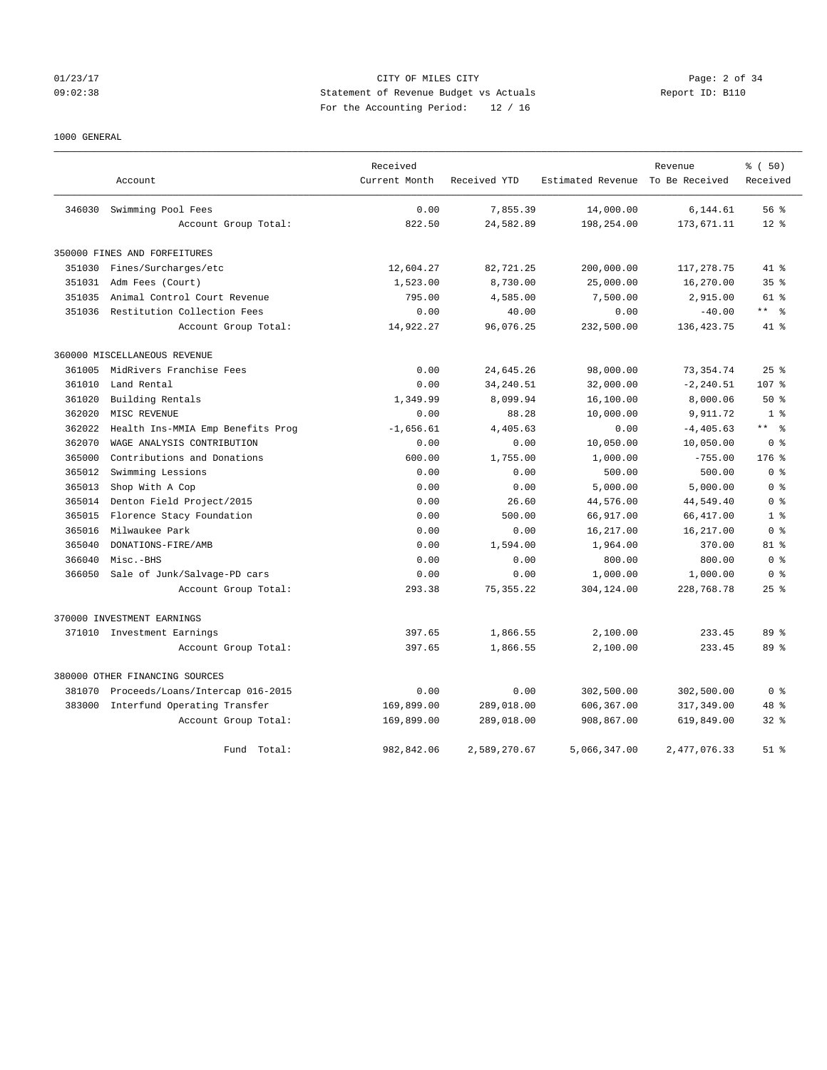01/23/17 CITY OF MILES CITY
09:02:38 Statement of Revenue Budget vs Actuals Report ID: B110
For the Accounting Period: 12 / 16

1000 GENERAL

| | Account | Received Current Month | Received YTD | Estimated Revenue | Revenue To Be Received | % ( 50) Received |
|---|---|---|---|---|---|---|
| 346030 | Swimming Pool Fees | 0.00 | 7,855.39 | 14,000.00 | 6,144.61 | 56 % |
| | Account Group Total: | 822.50 | 24,582.89 | 198,254.00 | 173,671.11 | 12 % |
| | **350000 FINES AND FORFEITURES** | | | | | |
| 351030 | Fines/Surcharges/etc | 12,604.27 | 82,721.25 | 200,000.00 | 117,278.75 | 41 % |
| 351031 | Adm Fees (Court) | 1,523.00 | 8,730.00 | 25,000.00 | 16,270.00 | 35 % |
| 351035 | Animal Control Court Revenue | 795.00 | 4,585.00 | 7,500.00 | 2,915.00 | 61 % |
| 351036 | Restitution Collection Fees | 0.00 | 40.00 | 0.00 | -40.00 | ** % |
| | Account Group Total: | 14,922.27 | 96,076.25 | 232,500.00 | 136,423.75 | 41 % |
| | **360000 MISCELLANEOUS REVENUE** | | | | | |
| 361005 | MidRivers Franchise Fees | 0.00 | 24,645.26 | 98,000.00 | 73,354.74 | 25 % |
| 361010 | Land Rental | 0.00 | 34,240.51 | 32,000.00 | -2,240.51 | 107 % |
| 361020 | Building Rentals | 1,349.99 | 8,099.94 | 16,100.00 | 8,000.06 | 50 % |
| 362020 | MISC REVENUE | 0.00 | 88.28 | 10,000.00 | 9,911.72 | 1 % |
| 362022 | Health Ins-MMIA Emp Benefits Prog | -1,656.61 | 4,405.63 | 0.00 | -4,405.63 | ** % |
| 362070 | WAGE ANALYSIS CONTRIBUTION | 0.00 | 0.00 | 10,050.00 | 10,050.00 | 0 % |
| 365000 | Contributions and Donations | 600.00 | 1,755.00 | 1,000.00 | -755.00 | 176 % |
| 365012 | Swimming Lessions | 0.00 | 0.00 | 500.00 | 500.00 | 0 % |
| 365013 | Shop With A Cop | 0.00 | 0.00 | 5,000.00 | 5,000.00 | 0 % |
| 365014 | Denton Field Project/2015 | 0.00 | 26.60 | 44,576.00 | 44,549.40 | 0 % |
| 365015 | Florence Stacy Foundation | 0.00 | 500.00 | 66,917.00 | 66,417.00 | 1 % |
| 365016 | Milwaukee Park | 0.00 | 0.00 | 16,217.00 | 16,217.00 | 0 % |
| 365040 | DONATIONS-FIRE/AMB | 0.00 | 1,594.00 | 1,964.00 | 370.00 | 81 % |
| 366040 | Misc.-BHS | 0.00 | 0.00 | 800.00 | 800.00 | 0 % |
| 366050 | Sale of Junk/Salvage-PD cars | 0.00 | 0.00 | 1,000.00 | 1,000.00 | 0 % |
| | Account Group Total: | 293.38 | 75,355.22 | 304,124.00 | 228,768.78 | 25 % |
| | **370000 INVESTMENT EARNINGS** | | | | | |
| 371010 | Investment Earnings | 397.65 | 1,866.55 | 2,100.00 | 233.45 | 89 % |
| | Account Group Total: | 397.65 | 1,866.55 | 2,100.00 | 233.45 | 89 % |
| | **380000 OTHER FINANCING SOURCES** | | | | | |
| 381070 | Proceeds/Loans/Intercap 016-2015 | 0.00 | 0.00 | 302,500.00 | 302,500.00 | 0 % |
| 383000 | Interfund Operating Transfer | 169,899.00 | 289,018.00 | 606,367.00 | 317,349.00 | 48 % |
| | Account Group Total: | 169,899.00 | 289,018.00 | 908,867.00 | 619,849.00 | 32 % |
| | Fund Total: | 982,842.06 | 2,589,270.67 | 5,066,347.00 | 2,477,076.33 | 51 % |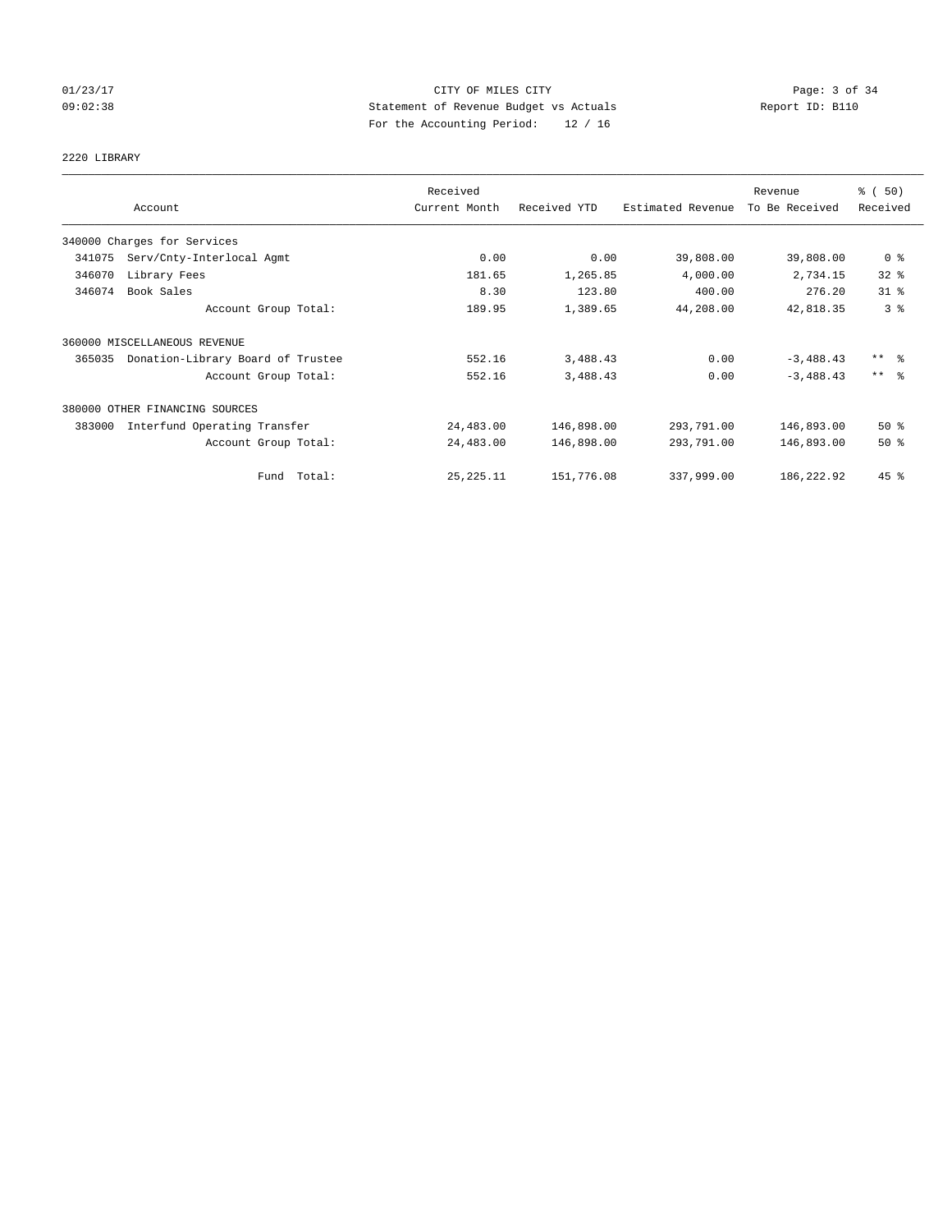CITY OF MILES CITY
Statement of Revenue Budget vs Actuals
For the Accounting Period: 12 / 16

01/23/17
09:02:38
Report ID: B110

2220 LIBRARY

| Account | Received Current Month | Received YTD | Estimated Revenue | Revenue To Be Received | % ( 50) Received |
|---|---|---|---|---|---|
| 340000 Charges for Services | | | | | |
| 341075 Serv/Cnty-Interlocal Agmt | 0.00 | 0.00 | 39,808.00 | 39,808.00 | 0 % |
| 346070 Library Fees | 181.65 | 1,265.85 | 4,000.00 | 2,734.15 | 32 % |
| 346074 Book Sales | 8.30 | 123.80 | 400.00 | 276.20 | 31 % |
| Account Group Total: | 189.95 | 1,389.65 | 44,208.00 | 42,818.35 | 3 % |
| 360000 MISCELLANEOUS REVENUE | | | | | |
| 365035 Donation-Library Board of Trustee | 552.16 | 3,488.43 | 0.00 | -3,488.43 | ** % |
| Account Group Total: | 552.16 | 3,488.43 | 0.00 | -3,488.43 | ** % |
| 380000 OTHER FINANCING SOURCES | | | | | |
| 383000 Interfund Operating Transfer | 24,483.00 | 146,898.00 | 293,791.00 | 146,893.00 | 50 % |
| Account Group Total: | 24,483.00 | 146,898.00 | 293,791.00 | 146,893.00 | 50 % |
| Fund Total: | 25,225.11 | 151,776.08 | 337,999.00 | 186,222.92 | 45 % |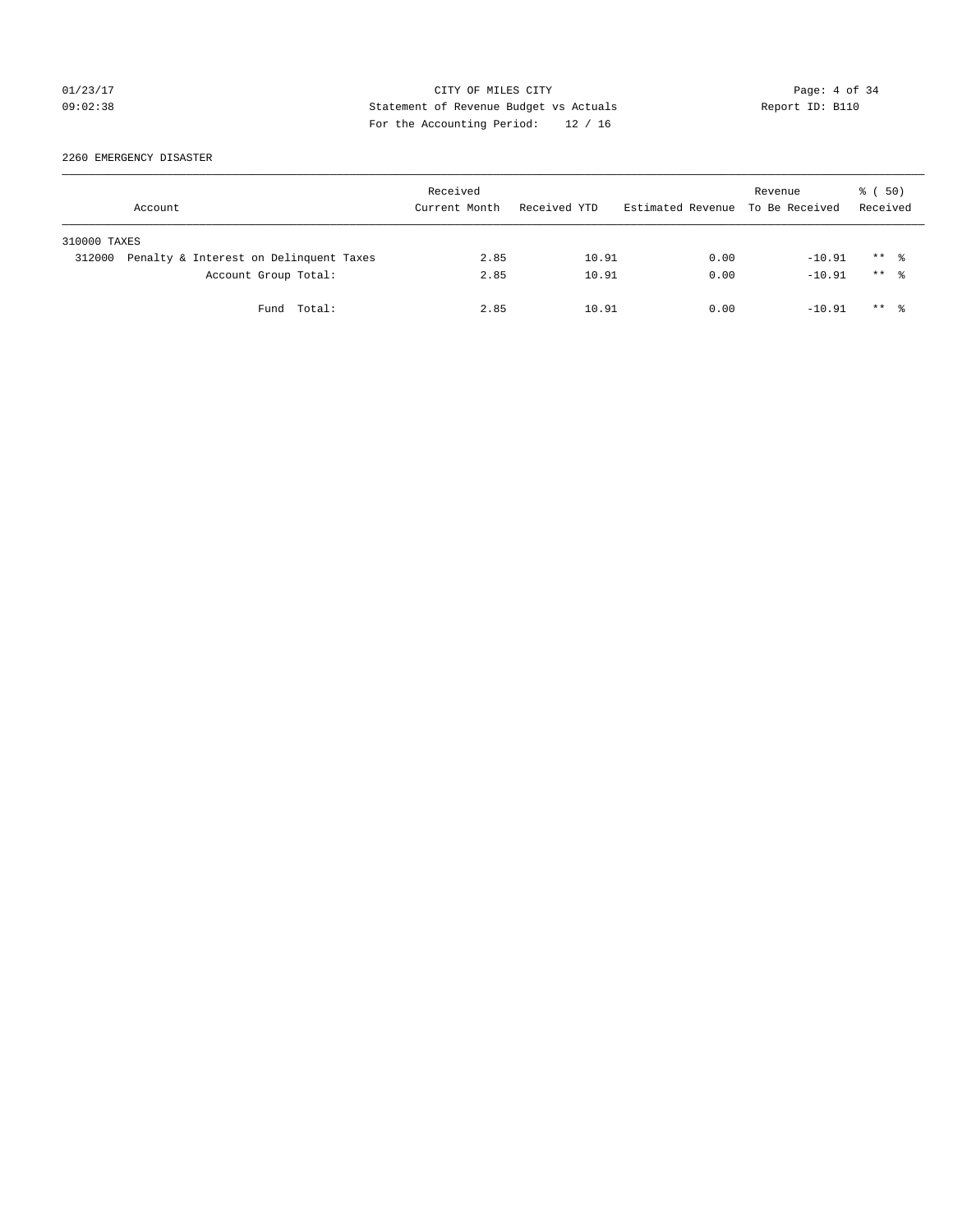CITY OF MILES CITY
Statement of Revenue Budget vs Actuals
For the Accounting Period: 12 / 16

01/23/17
09:02:38

Report ID: B110

2260 EMERGENCY DISASTER

| Account | Received Current Month | Received YTD | Estimated Revenue | Revenue To Be Received | % ( 50) Received |
|---|---|---|---|---|---|
| 310000 TAXES | | | | | |
| 312000 Penalty & Interest on Delinquent Taxes | 2.85 | 10.91 | 0.00 | -10.91 | ** % |
| Account Group Total: | 2.85 | 10.91 | 0.00 | -10.91 | ** % |
| Fund Total: | 2.85 | 10.91 | 0.00 | -10.91 | ** % |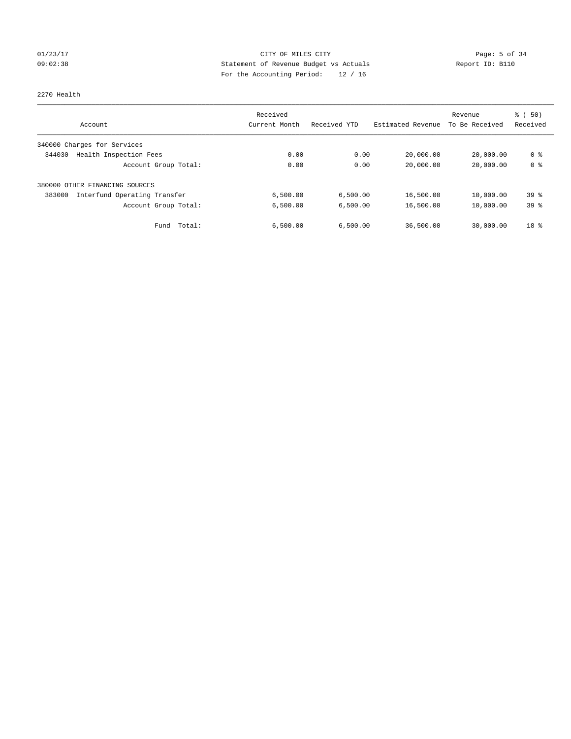01/23/17 CITY OF MILES CITY
09:02:38 Statement of Revenue Budget vs Actuals Report ID: B110
For the Accounting Period: 12 / 16

2270 Health

| Account | Received Current Month | Received YTD | Estimated Revenue | Revenue To Be Received | % ( 50) Received |
|---|---|---|---|---|---|
| 340000 Charges for Services | | | | | |
| 344030 Health Inspection Fees | 0.00 | 0.00 | 20,000.00 | 20,000.00 | 0 % |
| Account Group Total: | 0.00 | 0.00 | 20,000.00 | 20,000.00 | 0 % |
| 380000 OTHER FINANCING SOURCES | | | | | |
| 383000 Interfund Operating Transfer | 6,500.00 | 6,500.00 | 16,500.00 | 10,000.00 | 39 % |
| Account Group Total: | 6,500.00 | 6,500.00 | 16,500.00 | 10,000.00 | 39 % |
| Fund Total: | 6,500.00 | 6,500.00 | 36,500.00 | 30,000.00 | 18 % |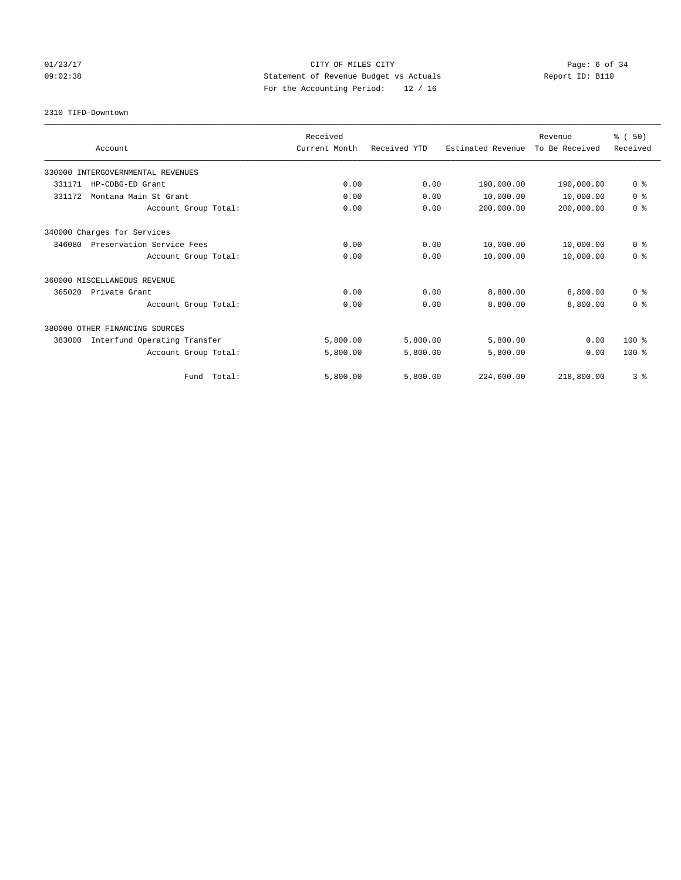CITY OF MILES CITY
Statement of Revenue Budget vs Actuals
For the Accounting Period: 12 / 16

01/23/17
09:02:38

Report ID: B110

2310 TIFD-Downtown

| Account | Received Current Month | Received YTD | Estimated Revenue | Revenue To Be Received | % ( 50) Received |
|---|---|---|---|---|---|
| 330000 INTERGOVERNMENTAL REVENUES | | | | | |
| 331171 HP-CDBG-ED Grant | 0.00 | 0.00 | 190,000.00 | 190,000.00 | 0 % |
| 331172 Montana Main St Grant | 0.00 | 0.00 | 10,000.00 | 10,000.00 | 0 % |
| Account Group Total: | 0.00 | 0.00 | 200,000.00 | 200,000.00 | 0 % |
| 340000 Charges for Services | | | | | |
| 346080 Preservation Service Fees | 0.00 | 0.00 | 10,000.00 | 10,000.00 | 0 % |
| Account Group Total: | 0.00 | 0.00 | 10,000.00 | 10,000.00 | 0 % |
| 360000 MISCELLANEOUS REVENUE | | | | | |
| 365020 Private Grant | 0.00 | 0.00 | 8,800.00 | 8,800.00 | 0 % |
| Account Group Total: | 0.00 | 0.00 | 8,800.00 | 8,800.00 | 0 % |
| 380000 OTHER FINANCING SOURCES | | | | | |
| 383000 Interfund Operating Transfer | 5,800.00 | 5,800.00 | 5,800.00 | 0.00 | 100 % |
| Account Group Total: | 5,800.00 | 5,800.00 | 5,800.00 | 0.00 | 100 % |
| Fund Total: | 5,800.00 | 5,800.00 | 224,600.00 | 218,800.00 | 3 % |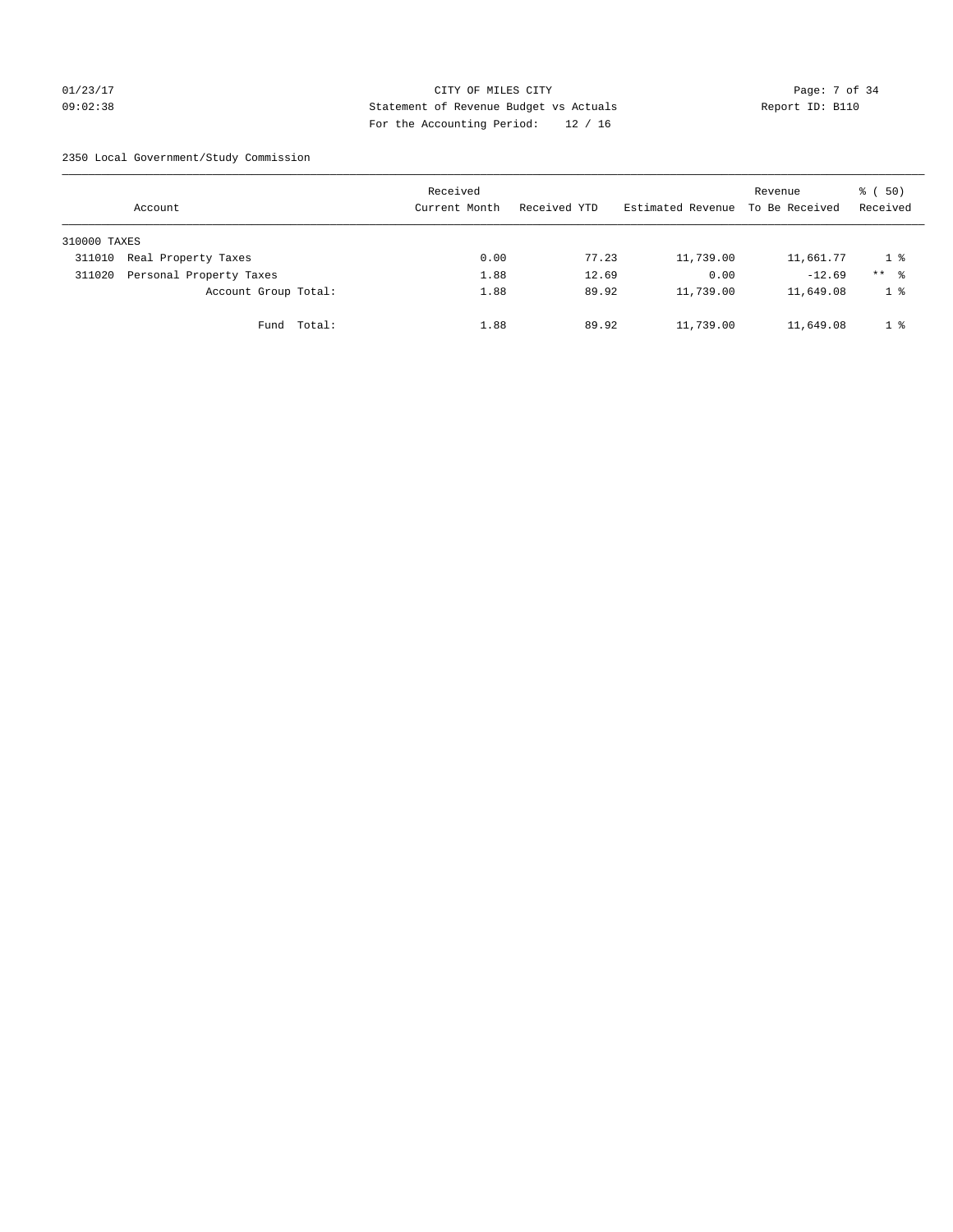CITY OF MILES CITY
Statement of Revenue Budget vs Actuals
For the Accounting Period: 12 / 16

01/23/17
09:02:38

Report ID: B110

2350 Local Government/Study Commission

| Account | Received Current Month | Received YTD | Estimated Revenue | Revenue To Be Received | % ( 50) Received |
|---|---|---|---|---|---|
| 310000 TAXES | | | | | |
| 311010 Real Property Taxes | 0.00 | 77.23 | 11,739.00 | 11,661.77 | 1 % |
| 311020 Personal Property Taxes | 1.88 | 12.69 | 0.00 | -12.69 | ** % |
| Account Group Total: | 1.88 | 89.92 | 11,739.00 | 11,649.08 | 1 % |
| Fund Total: | 1.88 | 89.92 | 11,739.00 | 11,649.08 | 1 % |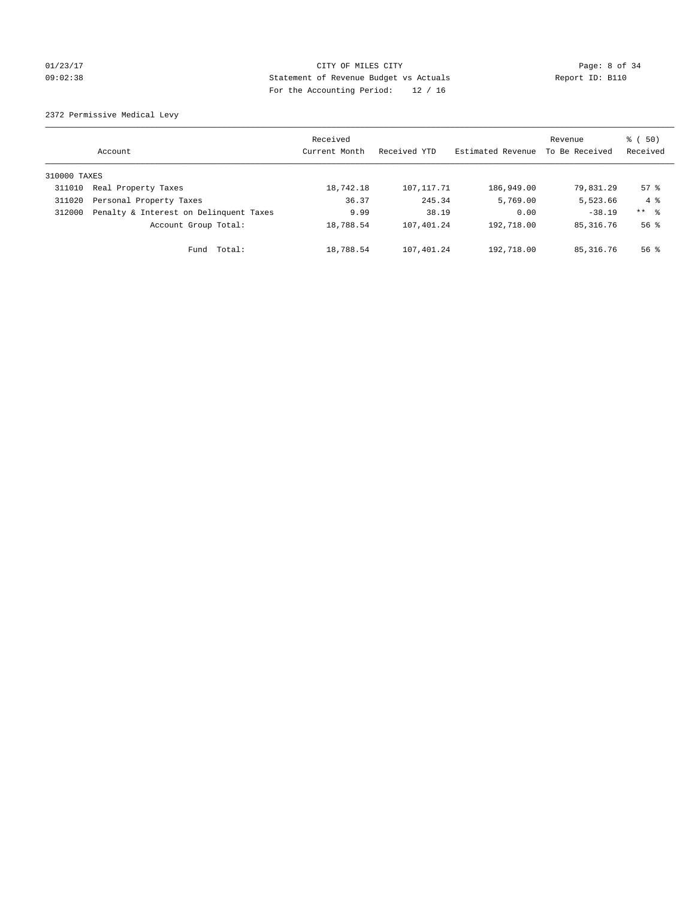CITY OF MILES CITY
Statement of Revenue Budget vs Actuals
For the Accounting Period: 12 / 16

01/23/17
09:02:38

Report ID: B110

2372 Permissive Medical Levy

| Account | | Received Current Month | Received YTD | Estimated Revenue | Revenue To Be Received | % ( 50) Received |
|---|---|---|---|---|---|---|
| 310000 TAXES | | | | | | |
| 311010 | Real Property Taxes | 18,742.18 | 107,117.71 | 186,949.00 | 79,831.29 | 57 % |
| 311020 | Personal Property Taxes | 36.37 | 245.34 | 5,769.00 | 5,523.66 | 4 % |
| 312000 | Penalty & Interest on Delinquent Taxes | 9.99 | 38.19 | 0.00 | -38.19 | ** % |
| | Account Group Total: | 18,788.54 | 107,401.24 | 192,718.00 | 85,316.76 | 56 % |
| | Fund Total: | 18,788.54 | 107,401.24 | 192,718.00 | 85,316.76 | 56 % |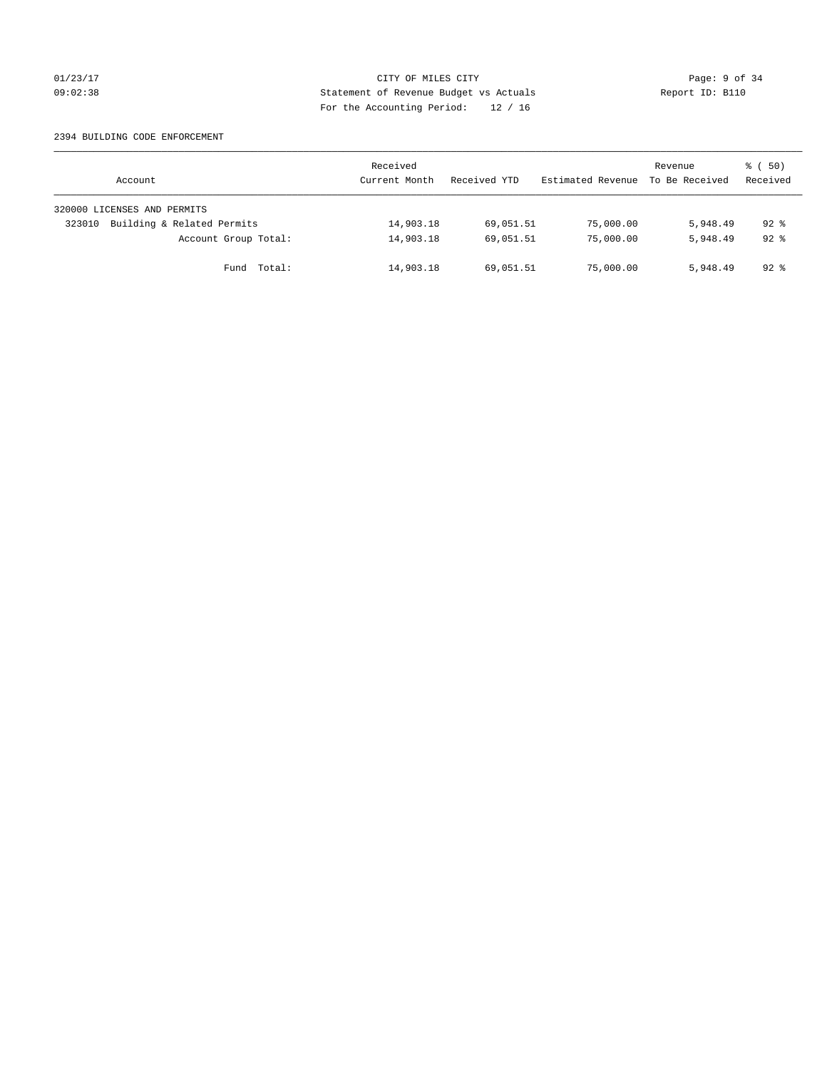CITY OF MILES CITY
Statement of Revenue Budget vs Actuals
For the Accounting Period: 12 / 16

2394 BUILDING CODE ENFORCEMENT

| Account | Received Current Month | Received YTD | Estimated Revenue | Revenue To Be Received | % ( 50) Received |
|---|---|---|---|---|---|
| 320000 LICENSES AND PERMITS | | | | | |
| 323010 Building & Related Permits | 14,903.18 | 69,051.51 | 75,000.00 | 5,948.49 | 92 % |
| Account Group Total: | 14,903.18 | 69,051.51 | 75,000.00 | 5,948.49 | 92 % |
| Fund Total: | 14,903.18 | 69,051.51 | 75,000.00 | 5,948.49 | 92 % |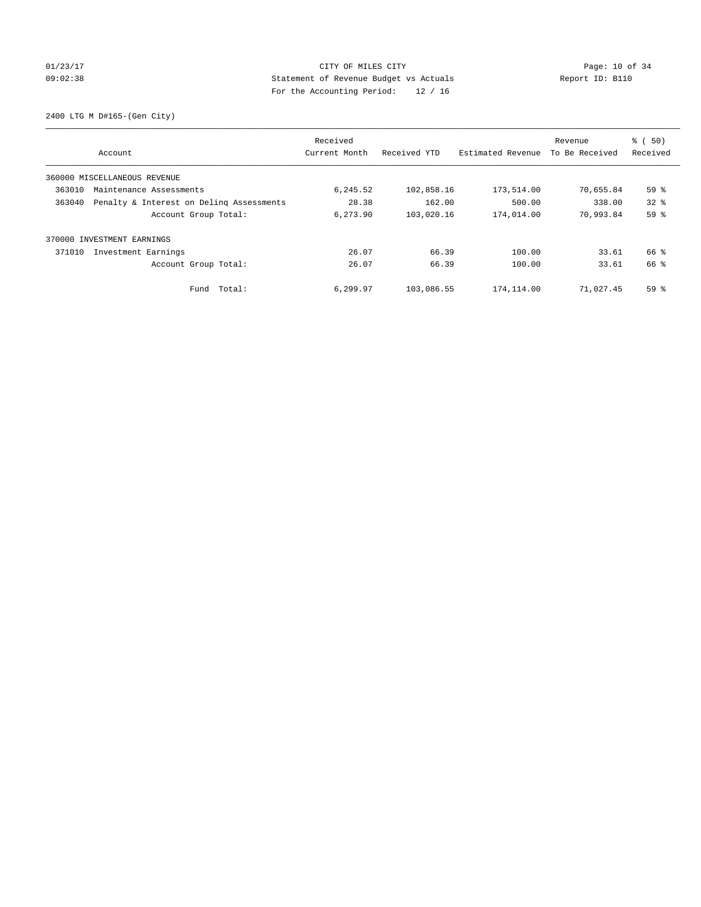CITY OF MILES CITY
Statement of Revenue Budget vs Actuals
For the Accounting Period: 12 / 16

01/23/17
09:02:38

Report ID: B110

2400 LTG M D#165-(Gen City)

| Account | Received Current Month | Received YTD | Estimated Revenue | Revenue To Be Received | % ( 50) Received |
|---|---|---|---|---|---|
| 360000 MISCELLANEOUS REVENUE | | | | | |
| 363010 Maintenance Assessments | 6,245.52 | 102,858.16 | 173,514.00 | 70,655.84 | 59 % |
| 363040 Penalty & Interest on Delinq Assessments | 28.38 | 162.00 | 500.00 | 338.00 | 32 % |
| Account Group Total: | 6,273.90 | 103,020.16 | 174,014.00 | 70,993.84 | 59 % |
| 370000 INVESTMENT EARNINGS | | | | | |
| 371010 Investment Earnings | 26.07 | 66.39 | 100.00 | 33.61 | 66 % |
| Account Group Total: | 26.07 | 66.39 | 100.00 | 33.61 | 66 % |
| Fund Total: | 6,299.97 | 103,086.55 | 174,114.00 | 71,027.45 | 59 % |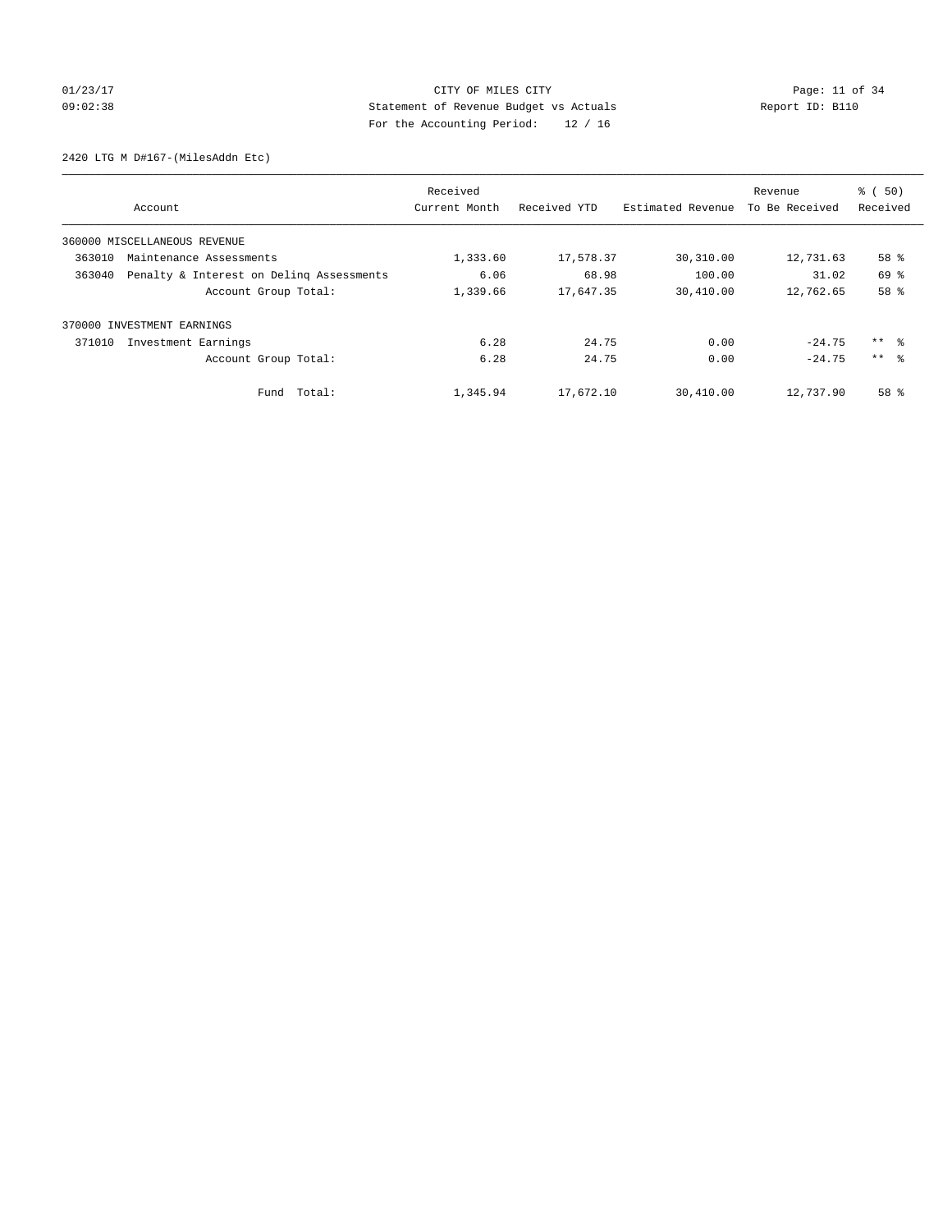CITY OF MILES CITY

Statement of Revenue Budget vs Actuals

For the Accounting Period: 12 / 16

01/23/17
09:02:38

Report ID: B110

2420 LTG M D#167-(MilesAddn Etc)

| Account | Received Current Month | Received YTD | Estimated Revenue | Revenue To Be Received | % ( 50) Received |
|---|---|---|---|---|---|
| 360000 MISCELLANEOUS REVENUE | | | | | |
| 363010 Maintenance Assessments | 1,333.60 | 17,578.37 | 30,310.00 | 12,731.63 | 58 % |
| 363040 Penalty & Interest on Delinq Assessments | 6.06 | 68.98 | 100.00 | 31.02 | 69 % |
| Account Group Total: | 1,339.66 | 17,647.35 | 30,410.00 | 12,762.65 | 58 % |
| 370000 INVESTMENT EARNINGS | | | | | |
| 371010 Investment Earnings | 6.28 | 24.75 | 0.00 | -24.75 | ** % |
| Account Group Total: | 6.28 | 24.75 | 0.00 | -24.75 | ** % |
| Fund Total: | 1,345.94 | 17,672.10 | 30,410.00 | 12,737.90 | 58 % |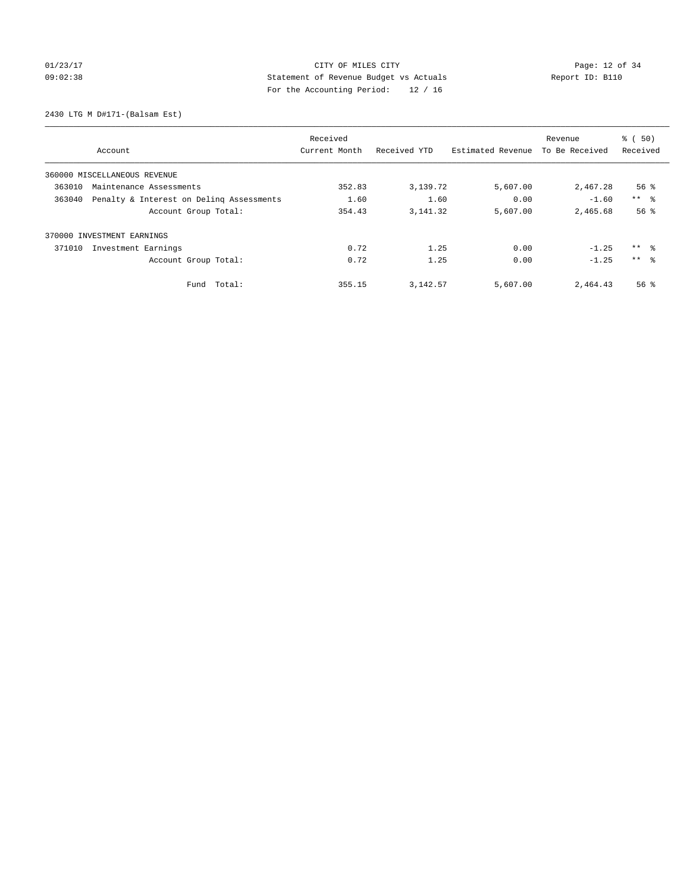CITY OF MILES CITY

Statement of Revenue Budget vs Actuals

For the Accounting Period: 12 / 16

01/23/17 09:02:38 Report ID: B110

2430 LTG M D#171-(Balsam Est)

| Account | Received Current Month | Received YTD | Estimated Revenue | Revenue To Be Received | % ( 50) Received |
|---|---|---|---|---|---|
| 360000 MISCELLANEOUS REVENUE | | | | | |
| 363010 Maintenance Assessments | 352.83 | 3,139.72 | 5,607.00 | 2,467.28 | 56 % |
| 363040 Penalty & Interest on Delinq Assessments | 1.60 | 1.60 | 0.00 | -1.60 | ** % |
| Account Group Total: | 354.43 | 3,141.32 | 5,607.00 | 2,465.68 | 56 % |
| 370000 INVESTMENT EARNINGS | | | | | |
| 371010 Investment Earnings | 0.72 | 1.25 | 0.00 | -1.25 | ** % |
| Account Group Total: | 0.72 | 1.25 | 0.00 | -1.25 | ** % |
| Fund Total: | 355.15 | 3,142.57 | 5,607.00 | 2,464.43 | 56 % |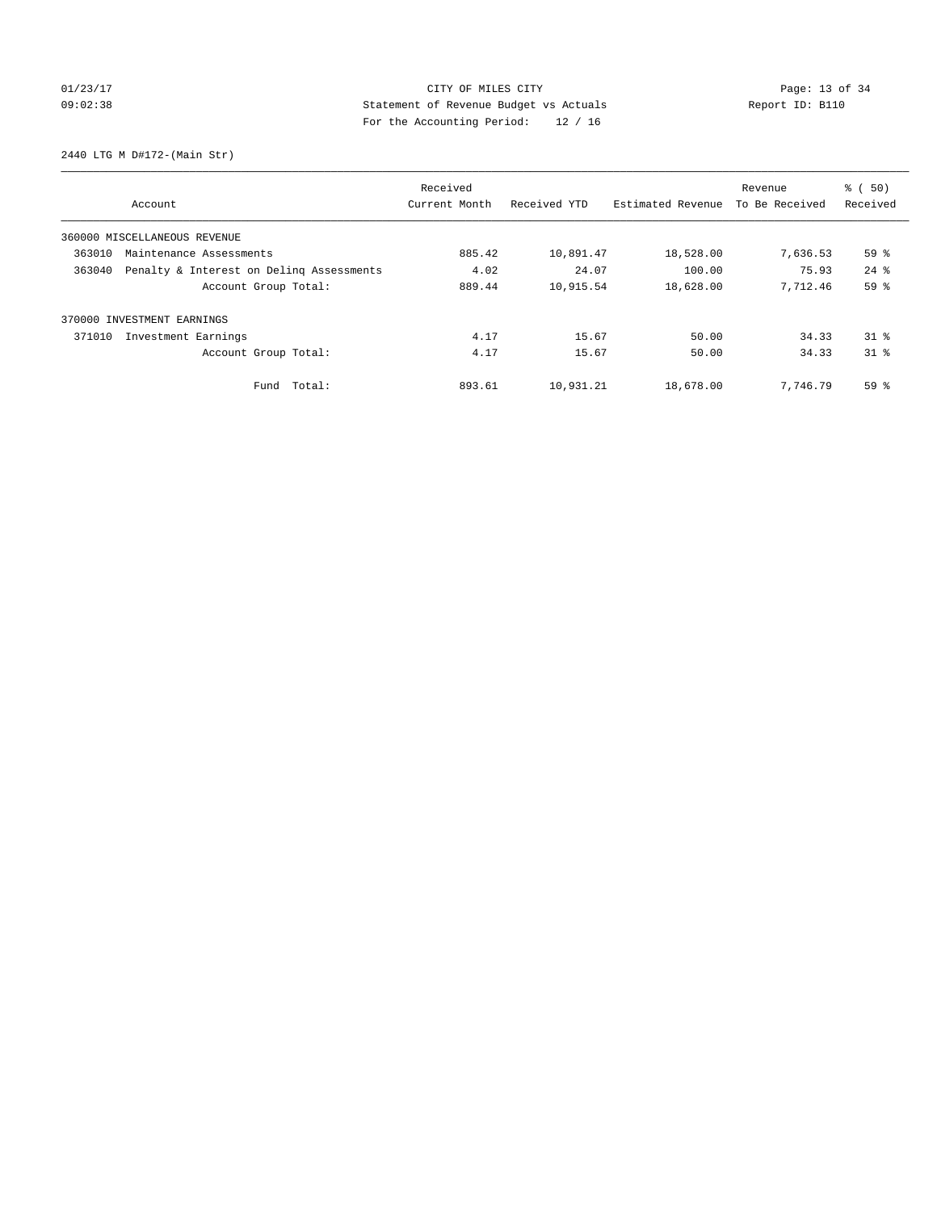CITY OF MILES CITY
Statement of Revenue Budget vs Actuals
For the Accounting Period: 12 / 16

01/23/17
09:02:38
Report ID: B110

2440 LTG M D#172-(Main Str)

| Account | Received Current Month | Received YTD | Estimated Revenue | Revenue To Be Received | % ( 50) Received |
|---|---|---|---|---|---|
| 360000 MISCELLANEOUS REVENUE | | | | | |
| 363010 Maintenance Assessments | 885.42 | 10,891.47 | 18,528.00 | 7,636.53 | 59 % |
| 363040 Penalty & Interest on Delinq Assessments | 4.02 | 24.07 | 100.00 | 75.93 | 24 % |
| Account Group Total: | 889.44 | 10,915.54 | 18,628.00 | 7,712.46 | 59 % |
| 370000 INVESTMENT EARNINGS | | | | | |
| 371010 Investment Earnings | 4.17 | 15.67 | 50.00 | 34.33 | 31 % |
| Account Group Total: | 4.17 | 15.67 | 50.00 | 34.33 | 31 % |
| Fund Total: | 893.61 | 10,931.21 | 18,678.00 | 7,746.79 | 59 % |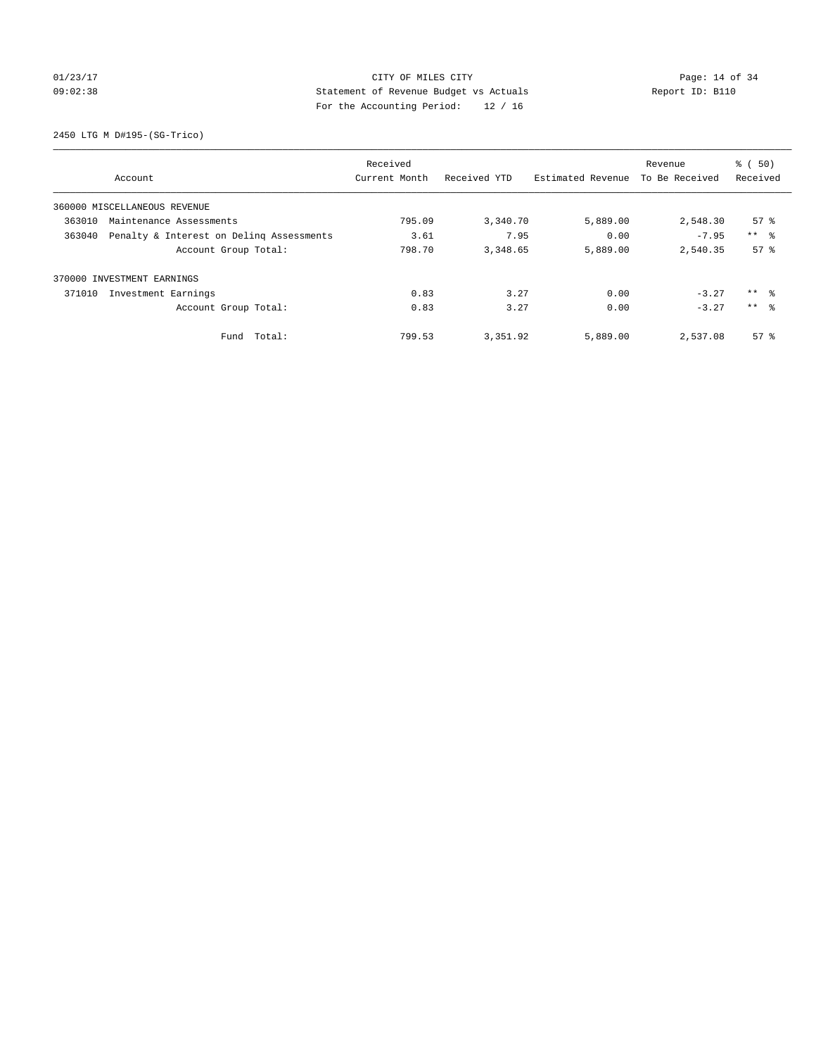CITY OF MILES CITY
Statement of Revenue Budget vs Actuals
For the Accounting Period: 12 / 16

01/23/17
09:02:38

Report ID: B110

2450 LTG M D#195-(SG-Trico)

| Account | Received Current Month | Received YTD | Estimated Revenue | Revenue To Be Received | % ( 50) Received |
|---|---|---|---|---|---|
| 360000 MISCELLANEOUS REVENUE | | | | | |
| 363010 Maintenance Assessments | 795.09 | 3,340.70 | 5,889.00 | 2,548.30 | 57 % |
| 363040 Penalty & Interest on Delinq Assessments | 3.61 | 7.95 | 0.00 | -7.95 | ** % |
| Account Group Total: | 798.70 | 3,348.65 | 5,889.00 | 2,540.35 | 57 % |
| 370000 INVESTMENT EARNINGS | | | | | |
| 371010 Investment Earnings | 0.83 | 3.27 | 0.00 | -3.27 | ** % |
| Account Group Total: | 0.83 | 3.27 | 0.00 | -3.27 | ** % |
| Fund Total: | 799.53 | 3,351.92 | 5,889.00 | 2,537.08 | 57 % |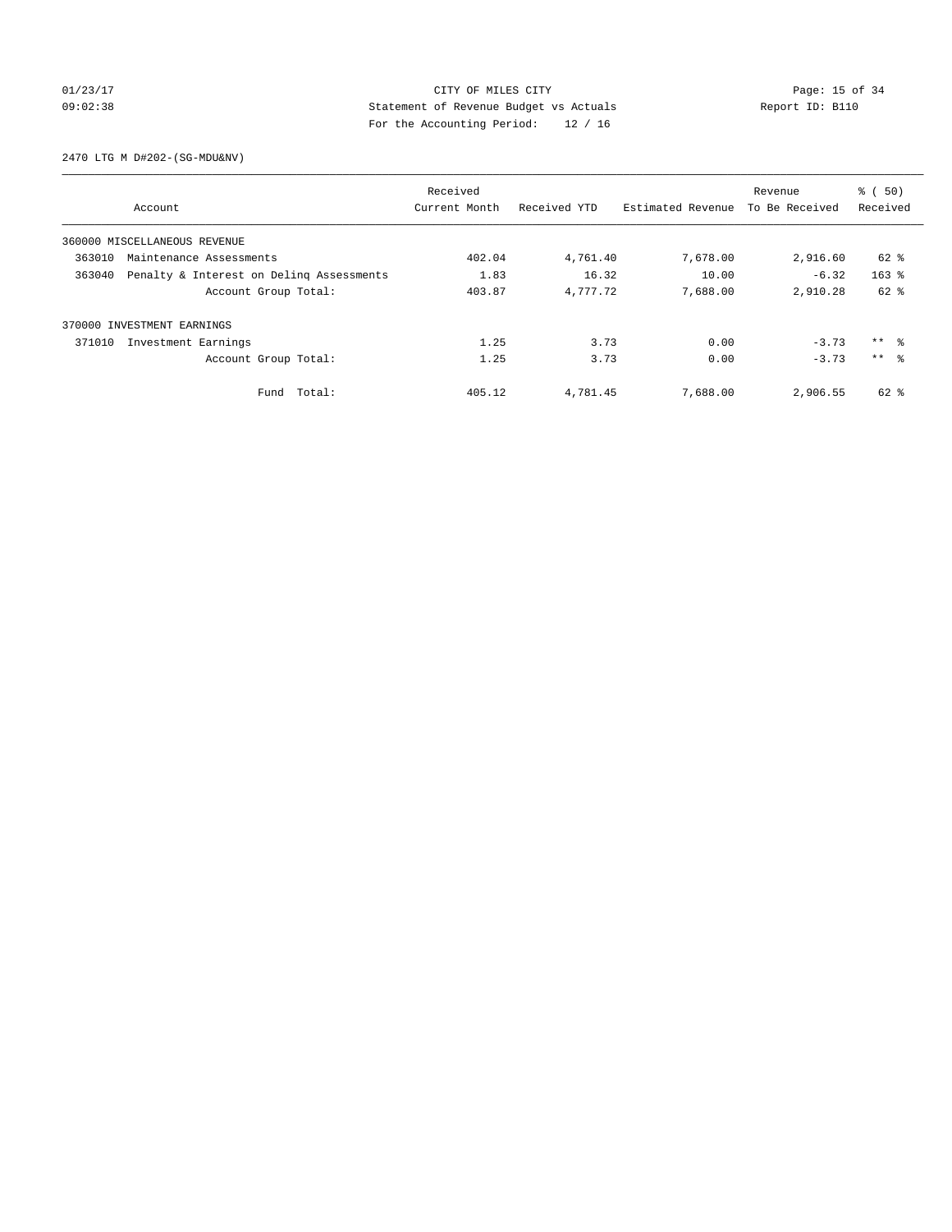CITY OF MILES CITY
Statement of Revenue Budget vs Actuals
For the Accounting Period: 12 / 16

01/23/17
09:02:38

Report ID: B110

2470 LTG M D#202-(SG-MDU&NV)

| Account | Received Current Month | Received YTD | Estimated Revenue | Revenue To Be Received | % ( 50) Received |
|---|---|---|---|---|---|
| 360000 MISCELLANEOUS REVENUE | | | | | |
| 363010 Maintenance Assessments | 402.04 | 4,761.40 | 7,678.00 | 2,916.60 | 62 % |
| 363040 Penalty & Interest on Delinq Assessments | 1.83 | 16.32 | 10.00 | -6.32 | 163 % |
| Account Group Total: | 403.87 | 4,777.72 | 7,688.00 | 2,910.28 | 62 % |
| 370000 INVESTMENT EARNINGS | | | | | |
| 371010 Investment Earnings | 1.25 | 3.73 | 0.00 | -3.73 | ** % |
| Account Group Total: | 1.25 | 3.73 | 0.00 | -3.73 | ** % |
| Fund Total: | 405.12 | 4,781.45 | 7,688.00 | 2,906.55 | 62 % |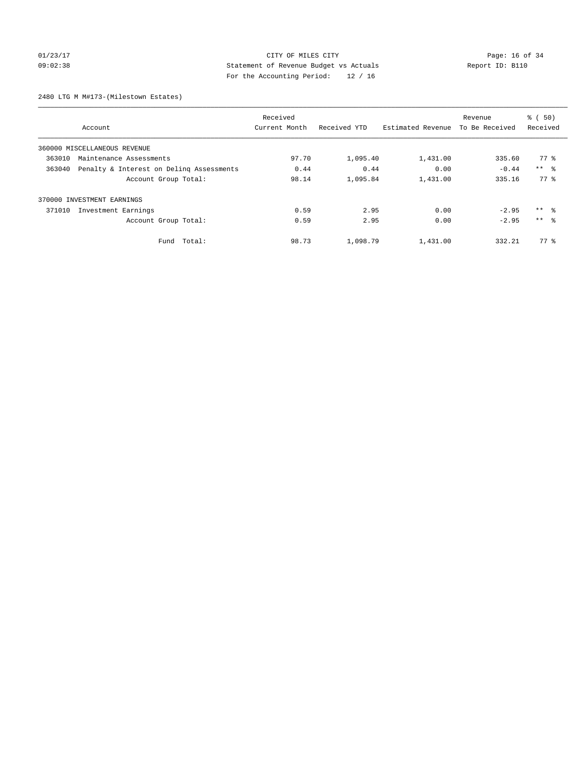CITY OF MILES CITY
Statement of Revenue Budget vs Actuals
For the Accounting Period: 12 / 16

01/23/17
09:02:38

Report ID: B110

2480 LTG M M#173-(Milestown Estates)

| Account | Received Current Month | Received YTD | Estimated Revenue | Revenue To Be Received | % ( 50) Received |
|---|---|---|---|---|---|
| 360000 MISCELLANEOUS REVENUE | | | | | |
| 363010 Maintenance Assessments | 97.70 | 1,095.40 | 1,431.00 | 335.60 | 77 % |
| 363040 Penalty & Interest on Delinq Assessments | 0.44 | 0.44 | 0.00 | -0.44 | ** % |
| Account Group Total: | 98.14 | 1,095.84 | 1,431.00 | 335.16 | 77 % |
| 370000 INVESTMENT EARNINGS | | | | | |
| 371010 Investment Earnings | 0.59 | 2.95 | 0.00 | -2.95 | ** % |
| Account Group Total: | 0.59 | 2.95 | 0.00 | -2.95 | ** % |
| Fund Total: | 98.73 | 1,098.79 | 1,431.00 | 332.21 | 77 % |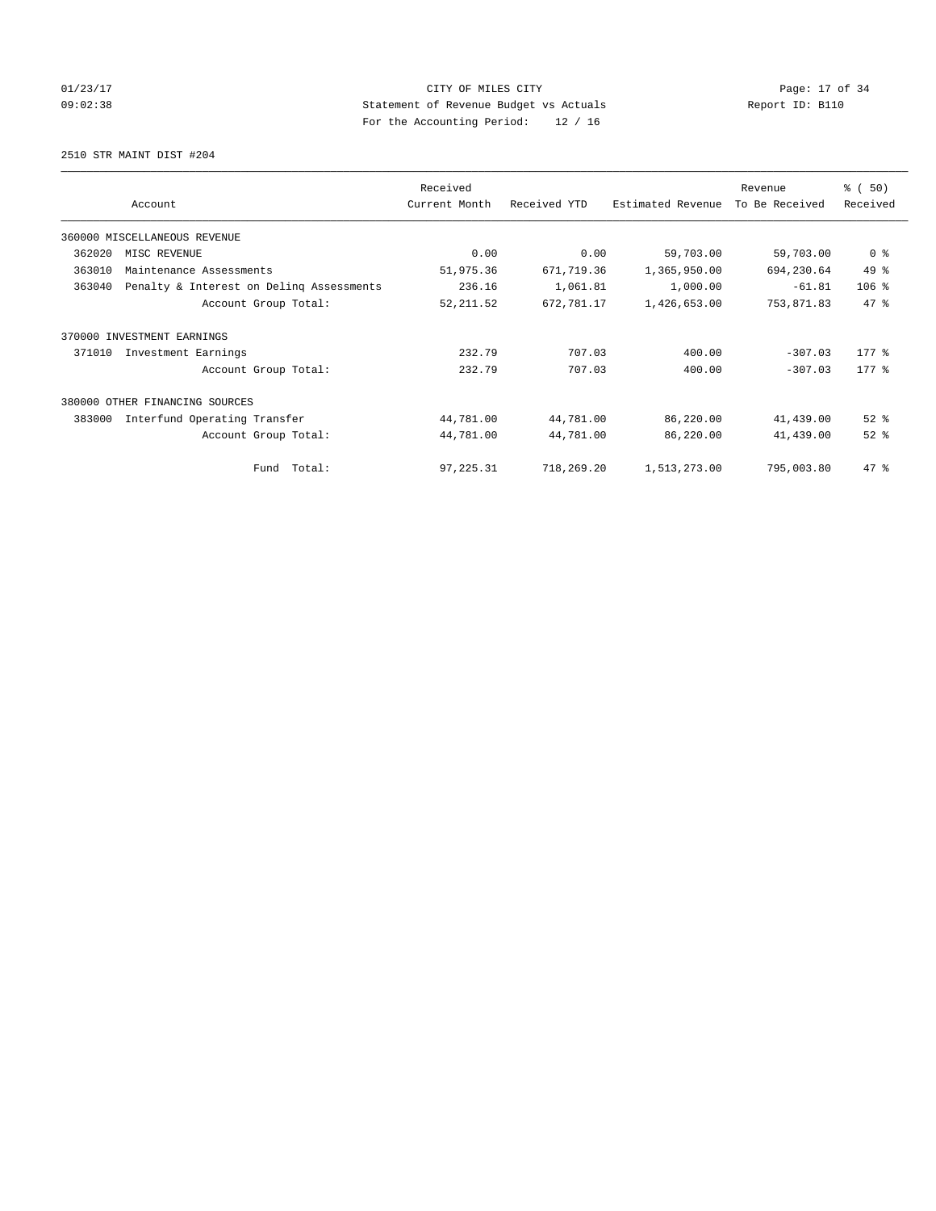CITY OF MILES CITY
Statement of Revenue Budget vs Actuals
For the Accounting Period: 12 / 16

01/23/17
09:02:38

Report ID: B110

2510 STR MAINT DIST #204

| Account | | Received Current Month | Received YTD | Estimated Revenue | Revenue To Be Received | % ( 50) Received |
|---|---|---|---|---|---|---|
| 360000 MISCELLANEOUS REVENUE | | | | | | |
| 362020 | MISC REVENUE | 0.00 | 0.00 | 59,703.00 | 59,703.00 | 0 % |
| 363010 | Maintenance Assessments | 51,975.36 | 671,719.36 | 1,365,950.00 | 694,230.64 | 49 % |
| 363040 | Penalty & Interest on Delinq Assessments | 236.16 | 1,061.81 | 1,000.00 | -61.81 | 106 % |
| | Account Group Total: | 52,211.52 | 672,781.17 | 1,426,653.00 | 753,871.83 | 47 % |
| 370000 INVESTMENT EARNINGS | | | | | | |
| 371010 | Investment Earnings | 232.79 | 707.03 | 400.00 | -307.03 | 177 % |
| | Account Group Total: | 232.79 | 707.03 | 400.00 | -307.03 | 177 % |
| 380000 OTHER FINANCING SOURCES | | | | | | |
| 383000 | Interfund Operating Transfer | 44,781.00 | 44,781.00 | 86,220.00 | 41,439.00 | 52 % |
| | Account Group Total: | 44,781.00 | 44,781.00 | 86,220.00 | 41,439.00 | 52 % |
| | Fund Total: | 97,225.31 | 718,269.20 | 1,513,273.00 | 795,003.80 | 47 % |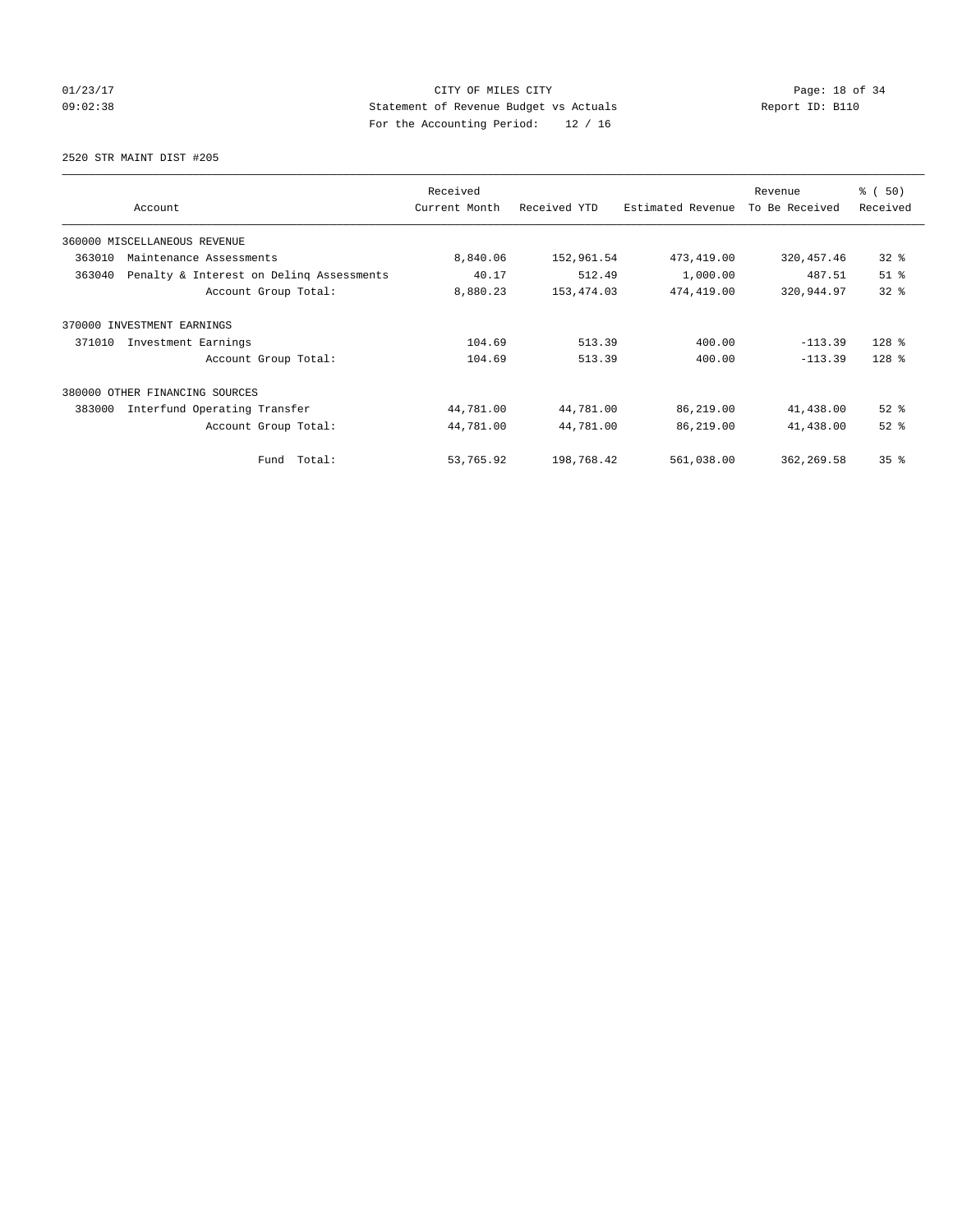CITY OF MILES CITY
Statement of Revenue Budget vs Actuals
For the Accounting Period: 12 / 16

01/23/17
09:02:38

Report ID: B110

2520 STR MAINT DIST #205

| Account | Received Current Month | Received YTD | Estimated Revenue | Revenue To Be Received | % ( 50) Received |
|---|---|---|---|---|---|
| 360000 MISCELLANEOUS REVENUE | | | | | |
| 363010 Maintenance Assessments | 8,840.06 | 152,961.54 | 473,419.00 | 320,457.46 | 32 % |
| 363040 Penalty & Interest on Delinq Assessments | 40.17 | 512.49 | 1,000.00 | 487.51 | 51 % |
| Account Group Total: | 8,880.23 | 153,474.03 | 474,419.00 | 320,944.97 | 32 % |
| 370000 INVESTMENT EARNINGS | | | | | |
| 371010 Investment Earnings | 104.69 | 513.39 | 400.00 | -113.39 | 128 % |
| Account Group Total: | 104.69 | 513.39 | 400.00 | -113.39 | 128 % |
| 380000 OTHER FINANCING SOURCES | | | | | |
| 383000 Interfund Operating Transfer | 44,781.00 | 44,781.00 | 86,219.00 | 41,438.00 | 52 % |
| Account Group Total: | 44,781.00 | 44,781.00 | 86,219.00 | 41,438.00 | 52 % |
| Fund Total: | 53,765.92 | 198,768.42 | 561,038.00 | 362,269.58 | 35 % |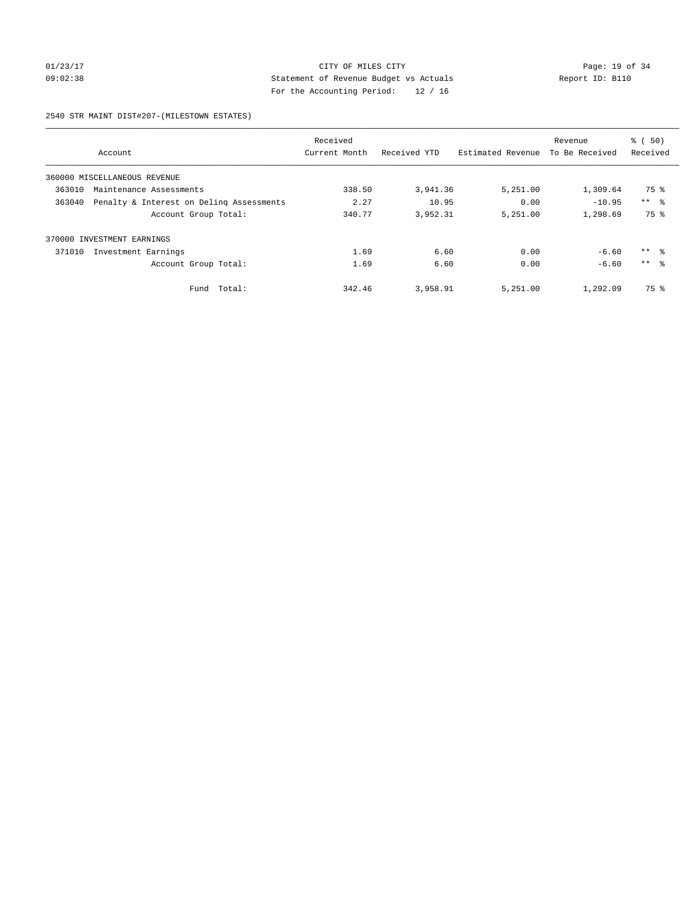CITY OF MILES CITY
Statement of Revenue Budget vs Actuals
For the Accounting Period: 12 / 16

01/23/17
09:02:38

Report ID: B110

2540 STR MAINT DIST#207-(MILESTOWN ESTATES)

| Account | Received Current Month | Received YTD | Estimated Revenue | Revenue To Be Received | % ( 50) Received |
|---|---|---|---|---|---|
| 360000 MISCELLANEOUS REVENUE | | | | | |
| 363010 Maintenance Assessments | 338.50 | 3,941.36 | 5,251.00 | 1,309.64 | 75 % |
| 363040 Penalty & Interest on Delinq Assessments | 2.27 | 10.95 | 0.00 | -10.95 | ** % |
| Account Group Total: | 340.77 | 3,952.31 | 5,251.00 | 1,298.69 | 75 % |
| 370000 INVESTMENT EARNINGS | | | | | |
| 371010 Investment Earnings | 1.69 | 6.60 | 0.00 | -6.60 | ** % |
| Account Group Total: | 1.69 | 6.60 | 0.00 | -6.60 | ** % |
| Fund Total: | 342.46 | 3,958.91 | 5,251.00 | 1,292.09 | 75 % |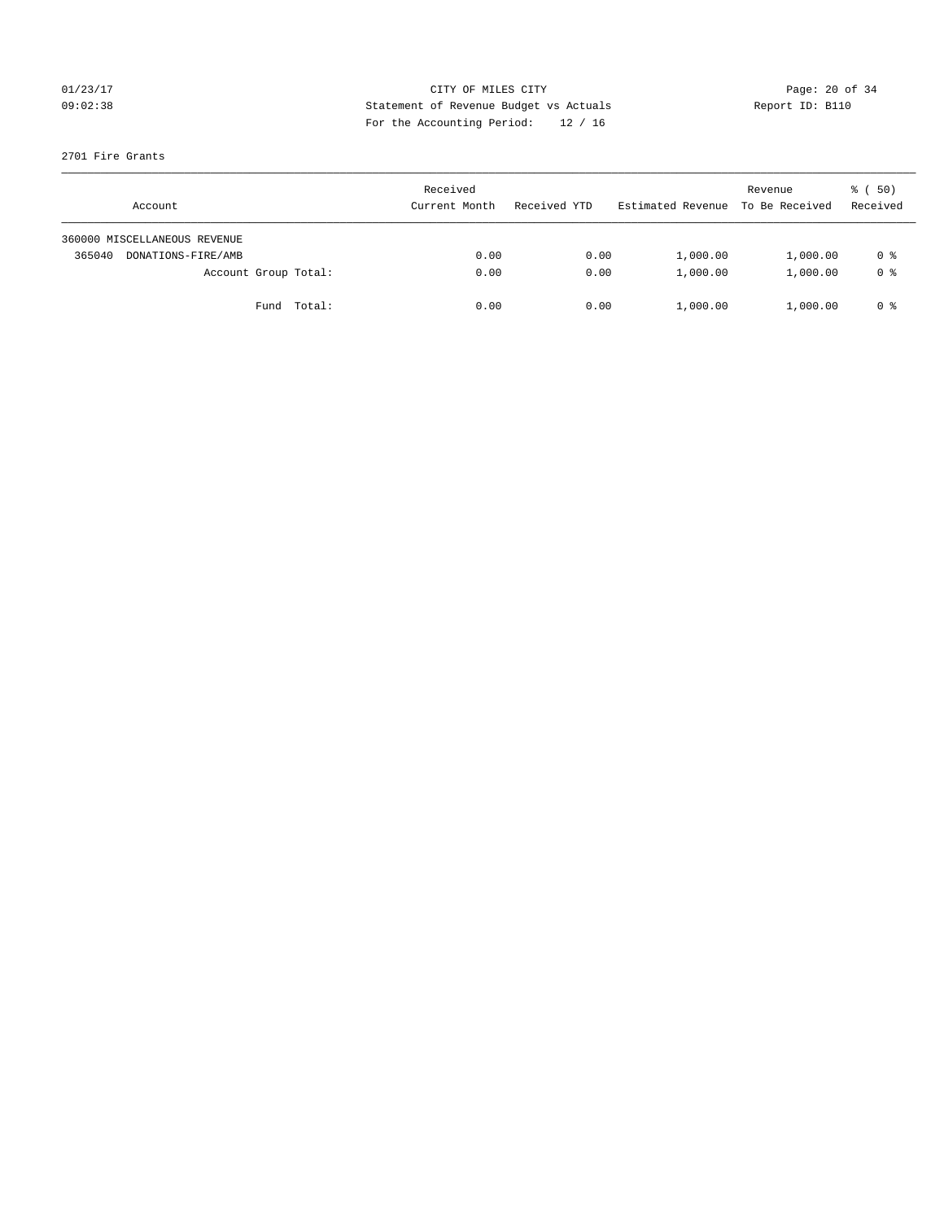CITY OF MILES CITY

Statement of Revenue Budget vs Actuals

For the Accounting Period: 12 / 16

2701 Fire Grants

| Account | Received Current Month | Received YTD | Estimated Revenue | Revenue To Be Received | % ( 50) Received |
|---|---|---|---|---|---|
| 360000 MISCELLANEOUS REVENUE | | | | | |
| 365040 DONATIONS-FIRE/AMB | 0.00 | 0.00 | 1,000.00 | 1,000.00 | 0 % |
| Account Group Total: | 0.00 | 0.00 | 1,000.00 | 1,000.00 | 0 % |
| Fund Total: | 0.00 | 0.00 | 1,000.00 | 1,000.00 | 0 % |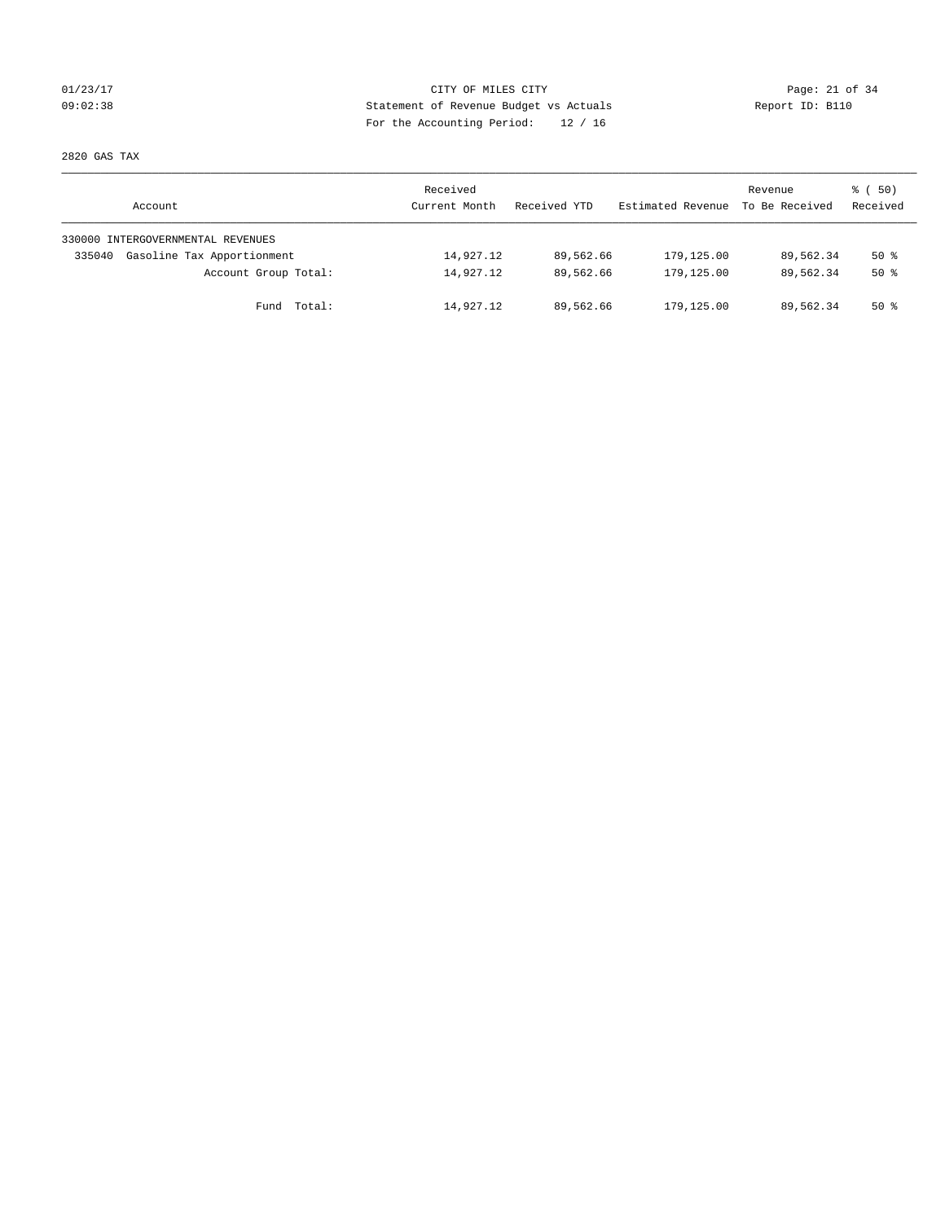CITY OF MILES CITY
Statement of Revenue Budget vs Actuals
For the Accounting Period: 12 / 16

01/23/17
09:02:38

Report ID: B110

2820 GAS TAX

| Account | Received Current Month | Received YTD | Estimated Revenue | Revenue To Be Received | % ( 50) Received |
|---|---|---|---|---|---|
| 330000 INTERGOVERNMENTAL REVENUES | | | | | |
| 335040 Gasoline Tax Apportionment | 14,927.12 | 89,562.66 | 179,125.00 | 89,562.34 | 50 % |
| Account Group Total: | 14,927.12 | 89,562.66 | 179,125.00 | 89,562.34 | 50 % |
| Fund Total: | 14,927.12 | 89,562.66 | 179,125.00 | 89,562.34 | 50 % |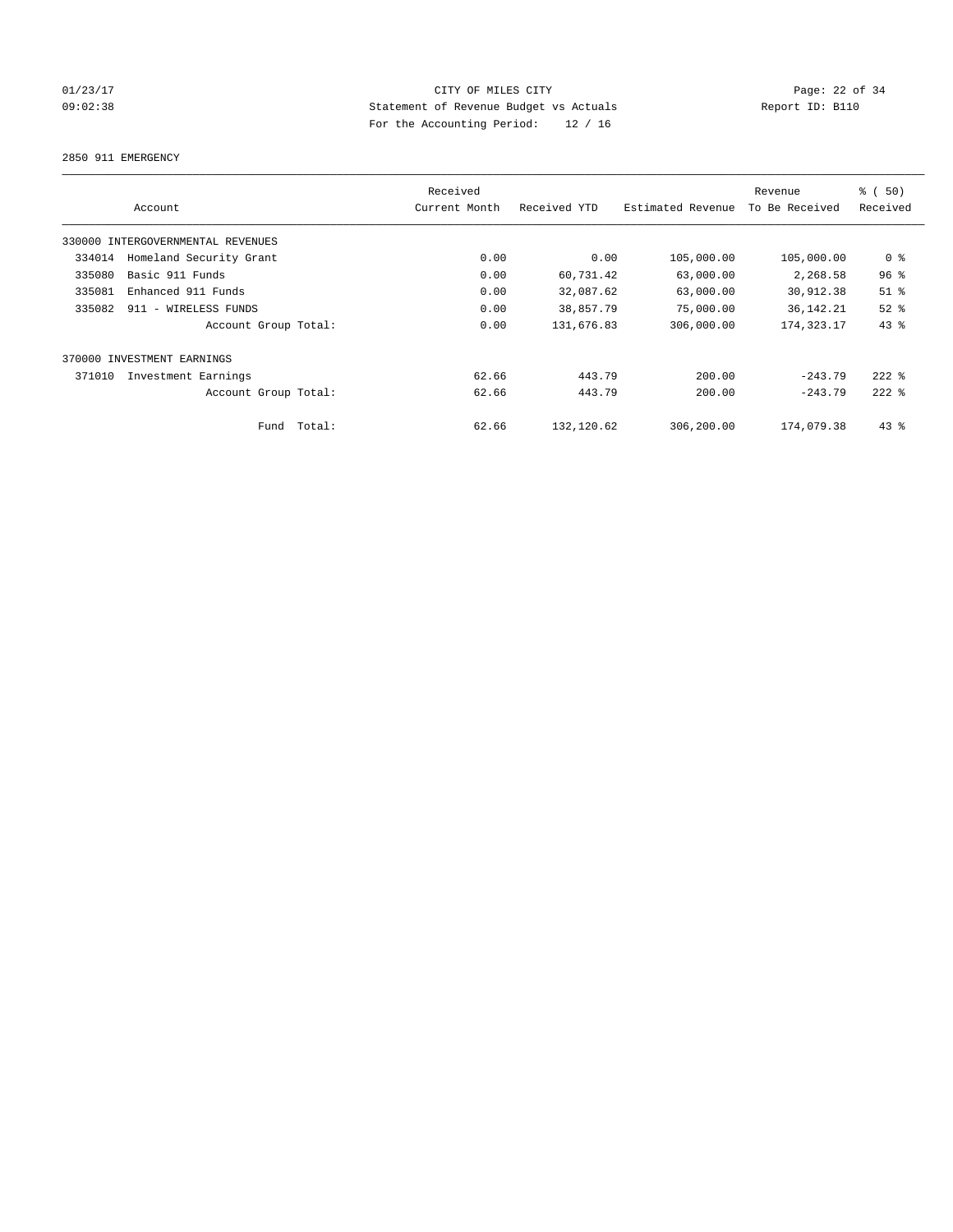01/23/17 CITY OF MILES CITY
09:02:38 Statement of Revenue Budget vs Actuals Report ID: B110
For the Accounting Period: 12 / 16

2850 911 EMERGENCY

| Account | Received Current Month | Received YTD | Estimated Revenue | Revenue To Be Received | % ( 50) Received |
|---|---|---|---|---|---|
| 330000 INTERGOVERNMENTAL REVENUES | | | | | |
| 334014 Homeland Security Grant | 0.00 | 0.00 | 105,000.00 | 105,000.00 | 0 % |
| 335080 Basic 911 Funds | 0.00 | 60,731.42 | 63,000.00 | 2,268.58 | 96 % |
| 335081 Enhanced 911 Funds | 0.00 | 32,087.62 | 63,000.00 | 30,912.38 | 51 % |
| 335082 911 - WIRELESS FUNDS | 0.00 | 38,857.79 | 75,000.00 | 36,142.21 | 52 % |
| Account Group Total: | 0.00 | 131,676.83 | 306,000.00 | 174,323.17 | 43 % |
| 370000 INVESTMENT EARNINGS | | | | | |
| 371010 Investment Earnings | 62.66 | 443.79 | 200.00 | -243.79 | 222 % |
| Account Group Total: | 62.66 | 443.79 | 200.00 | -243.79 | 222 % |
| Fund Total: | 62.66 | 132,120.62 | 306,200.00 | 174,079.38 | 43 % |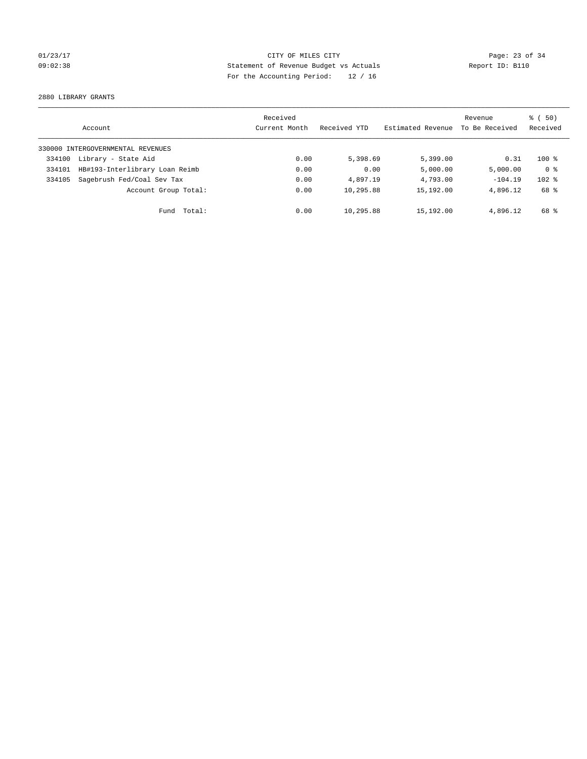CITY OF MILES CITY
Statement of Revenue Budget vs Actuals
For the Accounting Period: 12 / 16

01/23/17
09:02:38

Report ID: B110

2880 LIBRARY GRANTS

| Account | Received Current Month | Received YTD | Estimated Revenue | Revenue To Be Received | % ( 50) Received |
|---|---|---|---|---|---|
| 330000 INTERGOVERNMENTAL REVENUES | | | | | |
| 334100 Library - State Aid | 0.00 | 5,398.69 | 5,399.00 | 0.31 | 100 % |
| 334101 HB#193-Interlibrary Loan Reimb | 0.00 | 0.00 | 5,000.00 | 5,000.00 | 0 % |
| 334105 Sagebrush Fed/Coal Sev Tax | 0.00 | 4,897.19 | 4,793.00 | -104.19 | 102 % |
| Account Group Total: | 0.00 | 10,295.88 | 15,192.00 | 4,896.12 | 68 % |
| Fund Total: | 0.00 | 10,295.88 | 15,192.00 | 4,896.12 | 68 % |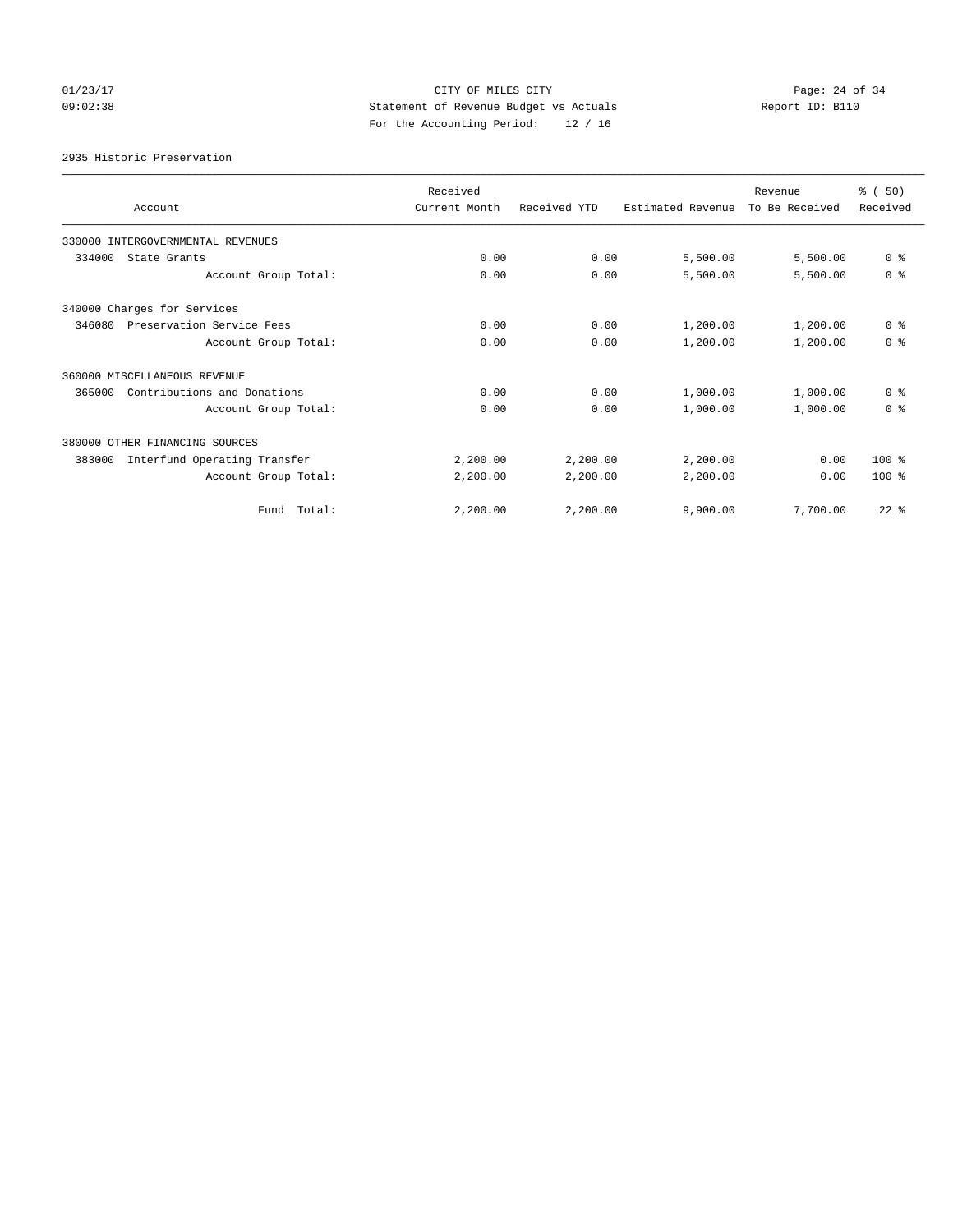CITY OF MILES CITY
Statement of Revenue Budget vs Actuals
For the Accounting Period: 12 / 16

01/23/17 09:02:38 — Report ID: B110

2935 Historic Preservation

| Account | Received Current Month | Received YTD | Estimated Revenue | Revenue To Be Received | % ( 50) Received |
|---|---|---|---|---|---|
| 330000 INTERGOVERNMENTAL REVENUES | | | | | |
| 334000 State Grants | 0.00 | 0.00 | 5,500.00 | 5,500.00 | 0 % |
| Account Group Total: | 0.00 | 0.00 | 5,500.00 | 5,500.00 | 0 % |
| 340000 Charges for Services | | | | | |
| 346080 Preservation Service Fees | 0.00 | 0.00 | 1,200.00 | 1,200.00 | 0 % |
| Account Group Total: | 0.00 | 0.00 | 1,200.00 | 1,200.00 | 0 % |
| 360000 MISCELLANEOUS REVENUE | | | | | |
| 365000 Contributions and Donations | 0.00 | 0.00 | 1,000.00 | 1,000.00 | 0 % |
| Account Group Total: | 0.00 | 0.00 | 1,000.00 | 1,000.00 | 0 % |
| 380000 OTHER FINANCING SOURCES | | | | | |
| 383000 Interfund Operating Transfer | 2,200.00 | 2,200.00 | 2,200.00 | 0.00 | 100 % |
| Account Group Total: | 2,200.00 | 2,200.00 | 2,200.00 | 0.00 | 100 % |
| Fund Total: | 2,200.00 | 2,200.00 | 9,900.00 | 7,700.00 | 22 % |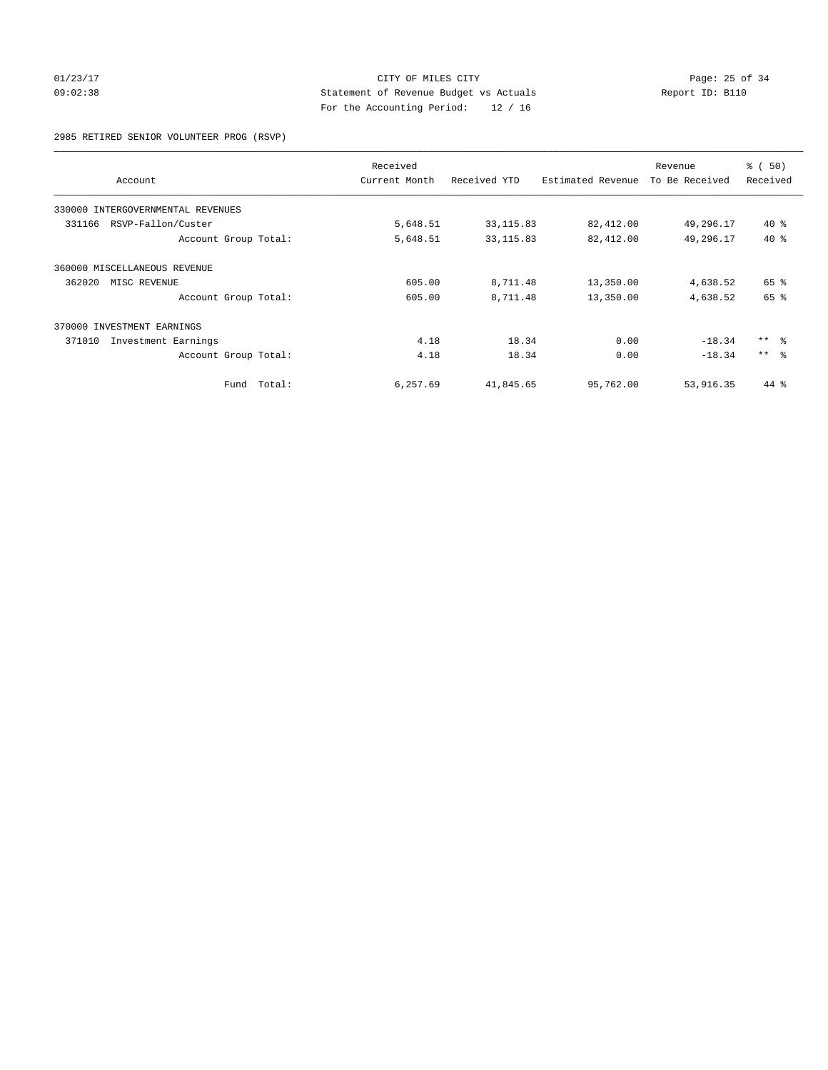CITY OF MILES CITY
Statement of Revenue Budget vs Actuals
For the Accounting Period: 12 / 16

01/23/17
09:02:38

Report ID: B110

2985 RETIRED SENIOR VOLUNTEER PROG (RSVP)

| Account | Received Current Month | Received YTD | Estimated Revenue | Revenue To Be Received | % ( 50) Received |
|---|---|---|---|---|---|
| 330000 INTERGOVERNMENTAL REVENUES | | | | | |
| 331166 RSVP-Fallon/Custer | 5,648.51 | 33,115.83 | 82,412.00 | 49,296.17 | 40 % |
| Account Group Total: | 5,648.51 | 33,115.83 | 82,412.00 | 49,296.17 | 40 % |
| 360000 MISCELLANEOUS REVENUE | | | | | |
| 362020 MISC REVENUE | 605.00 | 8,711.48 | 13,350.00 | 4,638.52 | 65 % |
| Account Group Total: | 605.00 | 8,711.48 | 13,350.00 | 4,638.52 | 65 % |
| 370000 INVESTMENT EARNINGS | | | | | |
| 371010 Investment Earnings | 4.18 | 18.34 | 0.00 | -18.34 | ** % |
| Account Group Total: | 4.18 | 18.34 | 0.00 | -18.34 | ** % |
| Fund Total: | 6,257.69 | 41,845.65 | 95,762.00 | 53,916.35 | 44 % |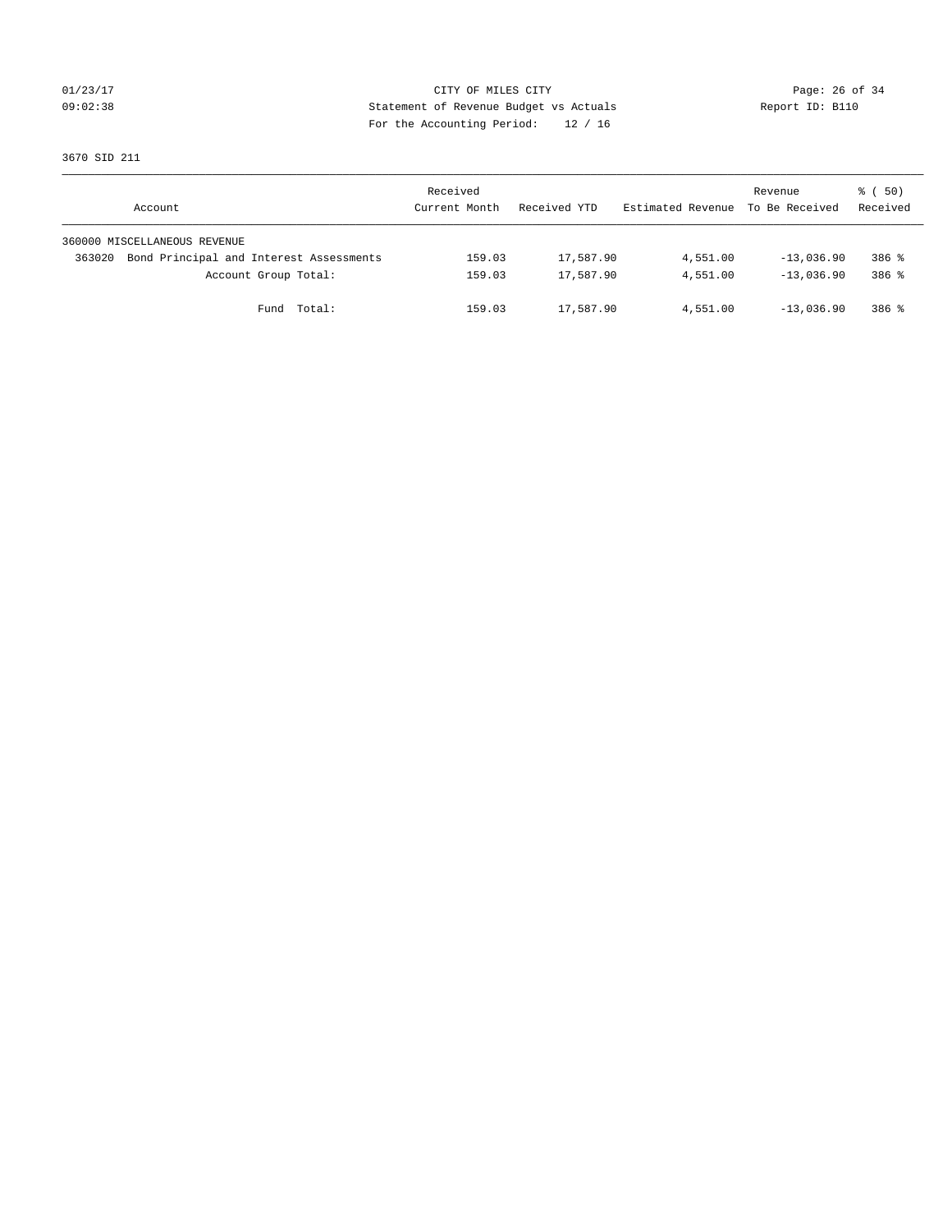CITY OF MILES CITY
Statement of Revenue Budget vs Actuals
For the Accounting Period: 12 / 16

01/23/17
09:02:38

Report ID: B110

3670 SID 211

| Account | Received Current Month | Received YTD | Estimated Revenue | Revenue To Be Received | % ( 50) Received |
|---|---|---|---|---|---|
| 360000 MISCELLANEOUS REVENUE | | | | | |
| 363020 Bond Principal and Interest Assessments | 159.03 | 17,587.90 | 4,551.00 | -13,036.90 | 386 % |
| Account Group Total: | 159.03 | 17,587.90 | 4,551.00 | -13,036.90 | 386 % |
| Fund Total: | 159.03 | 17,587.90 | 4,551.00 | -13,036.90 | 386 % |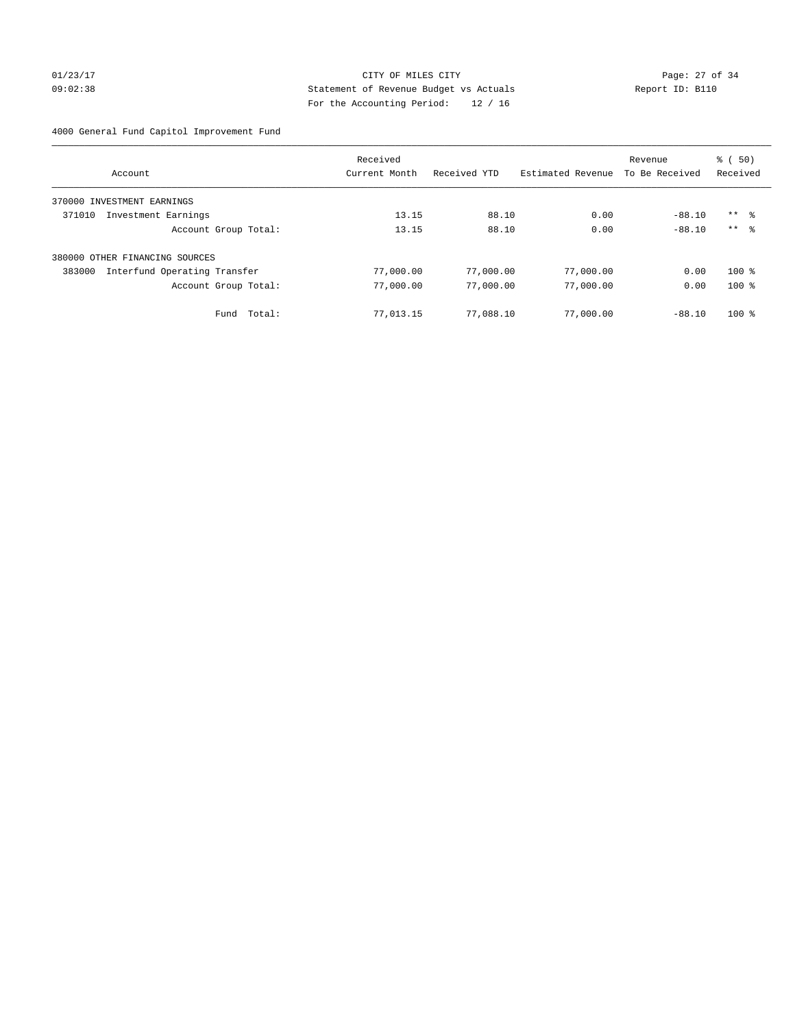CITY OF MILES CITY
Statement of Revenue Budget vs Actuals
For the Accounting Period: 12 / 16

01/23/17
09:02:38

Report ID: B110

4000 General Fund Capitol Improvement Fund

| Account | Received Current Month | Received YTD | Estimated Revenue | Revenue To Be Received | % ( 50) Received |
|---|---|---|---|---|---|
| 370000 INVESTMENT EARNINGS | | | | | |
| 371010 Investment Earnings | 13.15 | 88.10 | 0.00 | -88.10 | ** % |
| Account Group Total: | 13.15 | 88.10 | 0.00 | -88.10 | ** % |
| 380000 OTHER FINANCING SOURCES | | | | | |
| 383000 Interfund Operating Transfer | 77,000.00 | 77,000.00 | 77,000.00 | 0.00 | 100 % |
| Account Group Total: | 77,000.00 | 77,000.00 | 77,000.00 | 0.00 | 100 % |
| Fund Total: | 77,013.15 | 77,088.10 | 77,000.00 | -88.10 | 100 % |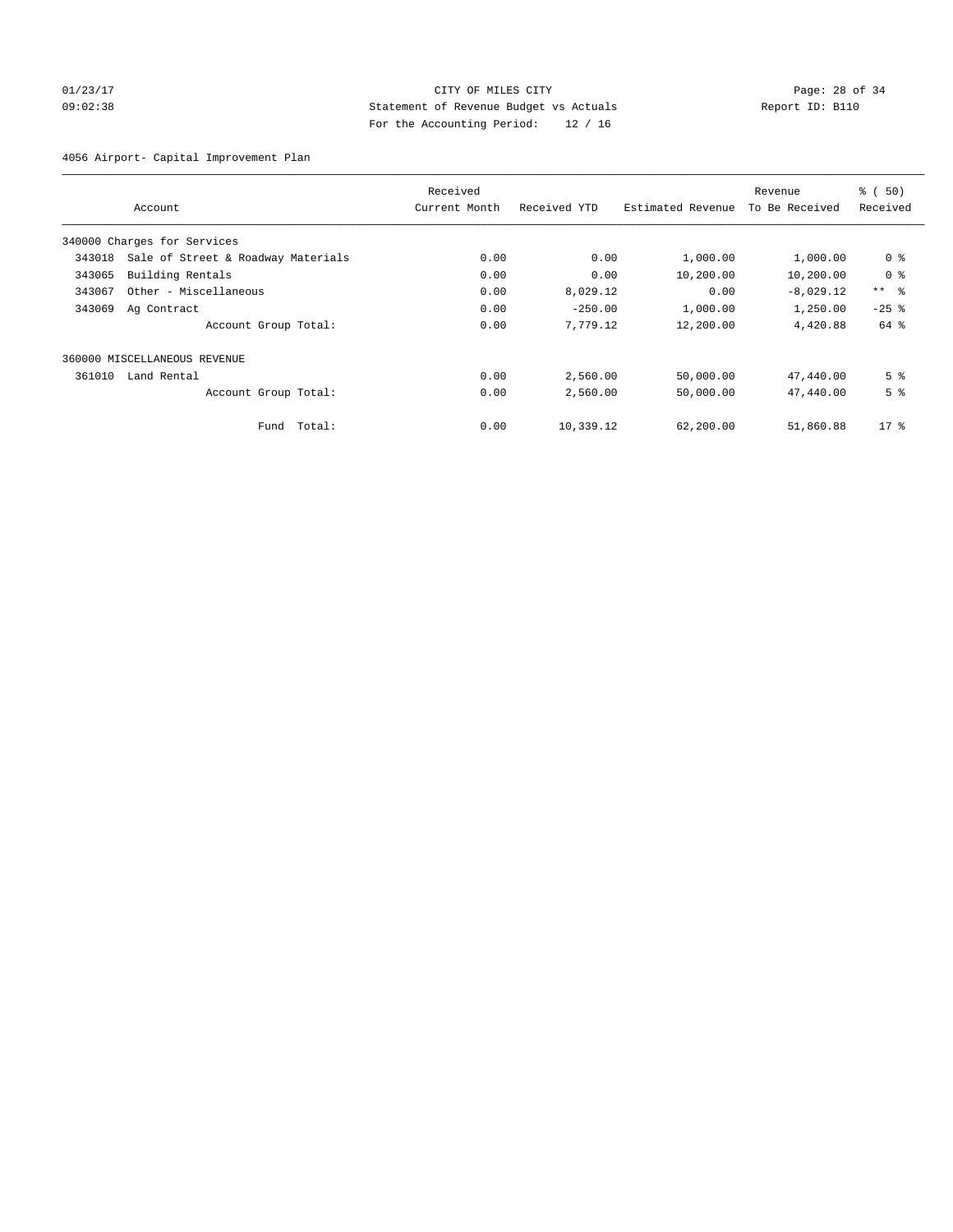CITY OF MILES CITY
Statement of Revenue Budget vs Actuals
For the Accounting Period: 12 / 16

01/23/17
09:02:38

Report ID: B110

4056 Airport- Capital Improvement Plan

| Account | | Received Current Month | Received YTD | Estimated Revenue | Revenue To Be Received | % ( 50) Received |
|---|---|---|---|---|---|---|
| 340000 Charges for Services | | | | | | |
| 343018 | Sale of Street & Roadway Materials | 0.00 | 0.00 | 1,000.00 | 1,000.00 | 0 % |
| 343065 | Building Rentals | 0.00 | 0.00 | 10,200.00 | 10,200.00 | 0 % |
| 343067 | Other - Miscellaneous | 0.00 | 8,029.12 | 0.00 | -8,029.12 | ** % |
| 343069 | Ag Contract | 0.00 | -250.00 | 1,000.00 | 1,250.00 | -25 % |
| | Account Group Total: | 0.00 | 7,779.12 | 12,200.00 | 4,420.88 | 64 % |
| 360000 MISCELLANEOUS REVENUE | | | | | | |
| 361010 | Land Rental | 0.00 | 2,560.00 | 50,000.00 | 47,440.00 | 5 % |
| | Account Group Total: | 0.00 | 2,560.00 | 50,000.00 | 47,440.00 | 5 % |
| | Fund Total: | 0.00 | 10,339.12 | 62,200.00 | 51,860.88 | 17 % |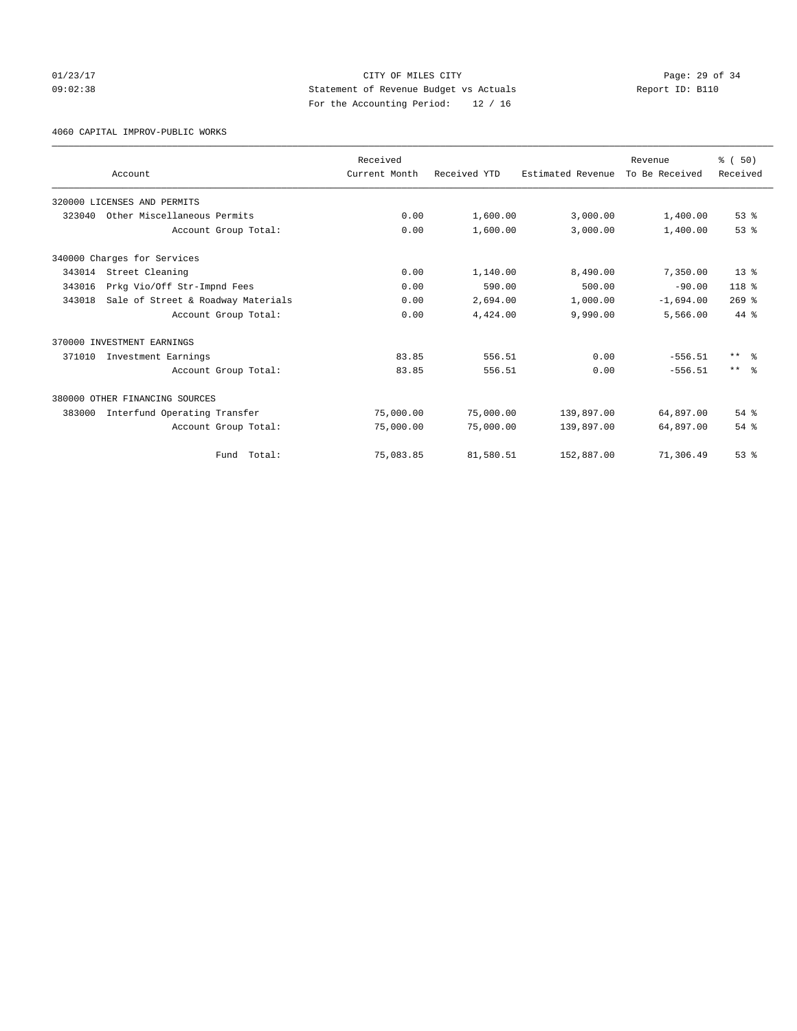CITY OF MILES CITY
Statement of Revenue Budget vs Actuals
For the Accounting Period: 12 / 16

01/23/17
09:02:38

Report ID: B110

4060 CAPITAL IMPROV-PUBLIC WORKS

| Account | Received Current Month | Received YTD | Estimated Revenue | Revenue To Be Received | % ( 50) Received |
|---|---|---|---|---|---|
| 320000 LICENSES AND PERMITS | | | | | |
| 323040 Other Miscellaneous Permits | 0.00 | 1,600.00 | 3,000.00 | 1,400.00 | 53 % |
| Account Group Total: | 0.00 | 1,600.00 | 3,000.00 | 1,400.00 | 53 % |
| 340000 Charges for Services | | | | | |
| 343014 Street Cleaning | 0.00 | 1,140.00 | 8,490.00 | 7,350.00 | 13 % |
| 343016 Prkg Vio/Off Str-Impnd Fees | 0.00 | 590.00 | 500.00 | -90.00 | 118 % |
| 343018 Sale of Street & Roadway Materials | 0.00 | 2,694.00 | 1,000.00 | -1,694.00 | 269 % |
| Account Group Total: | 0.00 | 4,424.00 | 9,990.00 | 5,566.00 | 44 % |
| 370000 INVESTMENT EARNINGS | | | | | |
| 371010 Investment Earnings | 83.85 | 556.51 | 0.00 | -556.51 | ** % |
| Account Group Total: | 83.85 | 556.51 | 0.00 | -556.51 | ** % |
| 380000 OTHER FINANCING SOURCES | | | | | |
| 383000 Interfund Operating Transfer | 75,000.00 | 75,000.00 | 139,897.00 | 64,897.00 | 54 % |
| Account Group Total: | 75,000.00 | 75,000.00 | 139,897.00 | 64,897.00 | 54 % |
| Fund Total: | 75,083.85 | 81,580.51 | 152,887.00 | 71,306.49 | 53 % |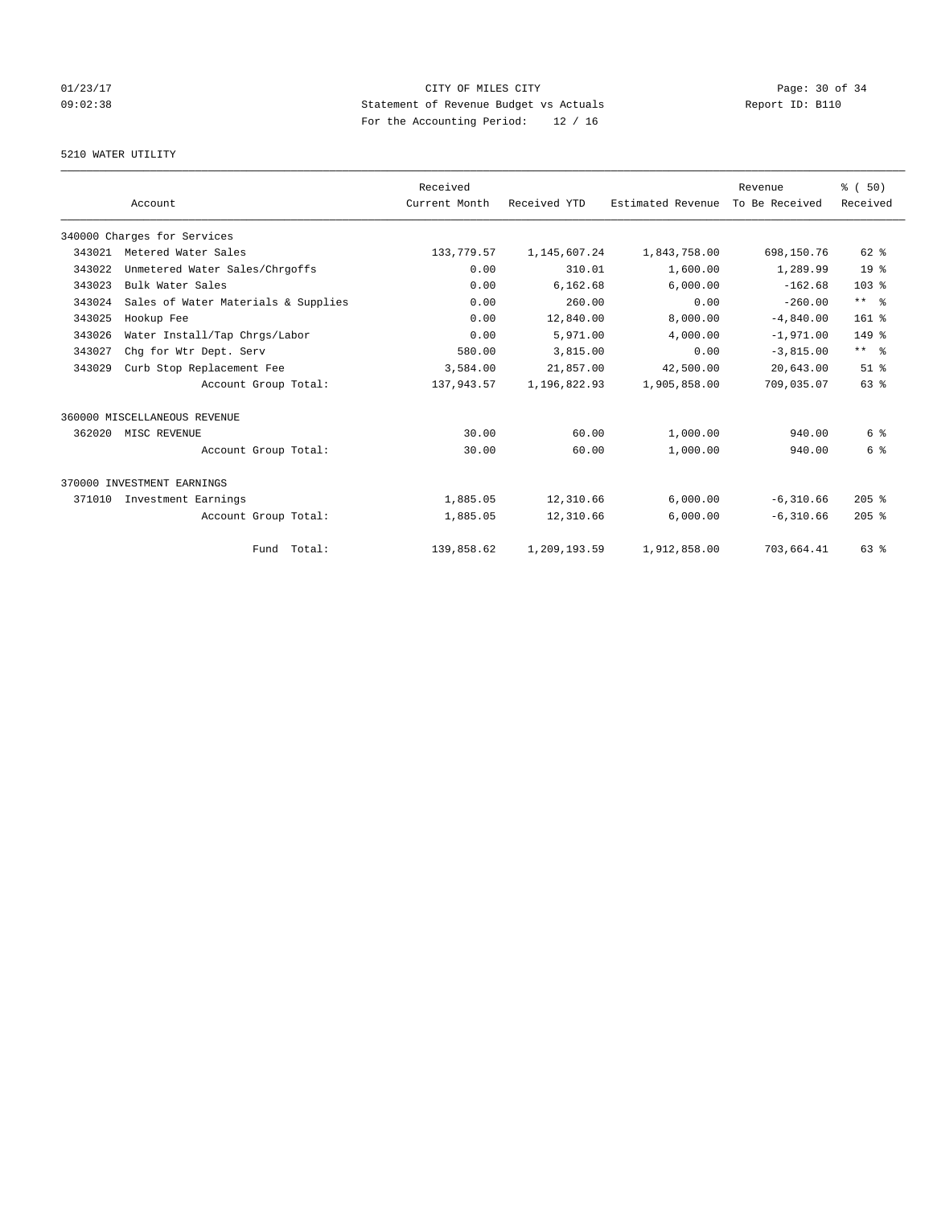CITY OF MILES CITY
Statement of Revenue Budget vs Actuals
For the Accounting Period: 12 / 16

01/23/17
09:02:38

Report ID: B110

5210 WATER UTILITY

| Account | | Received Current Month | Received YTD | Estimated Revenue | Revenue To Be Received | % ( 50) Received |
|---|---|---|---|---|---|---|
| 340000 Charges for Services | | | | | | |
| 343021 | Metered Water Sales | 133,779.57 | 1,145,607.24 | 1,843,758.00 | 698,150.76 | 62 % |
| 343022 | Unmetered Water Sales/Chrgoffs | 0.00 | 310.01 | 1,600.00 | 1,289.99 | 19 % |
| 343023 | Bulk Water Sales | 0.00 | 6,162.68 | 6,000.00 | -162.68 | 103 % |
| 343024 | Sales of Water Materials & Supplies | 0.00 | 260.00 | 0.00 | -260.00 | ** % |
| 343025 | Hookup Fee | 0.00 | 12,840.00 | 8,000.00 | -4,840.00 | 161 % |
| 343026 | Water Install/Tap Chrgs/Labor | 0.00 | 5,971.00 | 4,000.00 | -1,971.00 | 149 % |
| 343027 | Chg for Wtr Dept. Serv | 580.00 | 3,815.00 | 0.00 | -3,815.00 | ** % |
| 343029 | Curb Stop Replacement Fee | 3,584.00 | 21,857.00 | 42,500.00 | 20,643.00 | 51 % |
| | Account Group Total: | 137,943.57 | 1,196,822.93 | 1,905,858.00 | 709,035.07 | 63 % |
| 360000 MISCELLANEOUS REVENUE | | | | | | |
| 362020 | MISC REVENUE | 30.00 | 60.00 | 1,000.00 | 940.00 | 6 % |
| | Account Group Total: | 30.00 | 60.00 | 1,000.00 | 940.00 | 6 % |
| 370000 INVESTMENT EARNINGS | | | | | | |
| 371010 | Investment Earnings | 1,885.05 | 12,310.66 | 6,000.00 | -6,310.66 | 205 % |
| | Account Group Total: | 1,885.05 | 12,310.66 | 6,000.00 | -6,310.66 | 205 % |
| | Fund Total: | 139,858.62 | 1,209,193.59 | 1,912,858.00 | 703,664.41 | 63 % |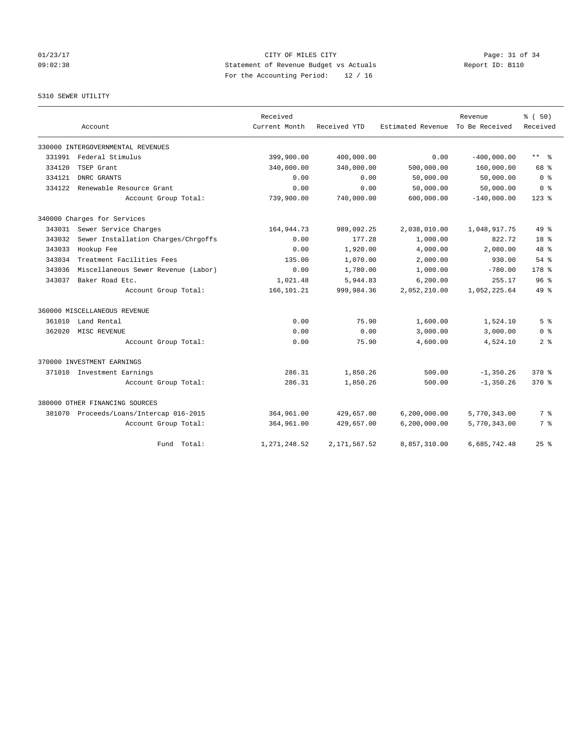01/23/17 CITY OF MILES CITY
09:02:38 Statement of Revenue Budget vs Actuals Report ID: B110
For the Accounting Period: 12 / 16

5310 SEWER UTILITY

| Account | Received Current Month | Received YTD | Estimated Revenue | Revenue To Be Received | % ( 50) Received |
|---|---|---|---|---|---|
| 330000 INTERGOVERNMENTAL REVENUES | | | | | |
| 331991 Federal Stimulus | 399,900.00 | 400,000.00 | 0.00 | -400,000.00 | ** % |
| 334120 TSEP Grant | 340,000.00 | 340,000.00 | 500,000.00 | 160,000.00 | 68 % |
| 334121 DNRC GRANTS | 0.00 | 0.00 | 50,000.00 | 50,000.00 | 0 % |
| 334122 Renewable Resource Grant | 0.00 | 0.00 | 50,000.00 | 50,000.00 | 0 % |
| Account Group Total: | 739,900.00 | 740,000.00 | 600,000.00 | -140,000.00 | 123 % |
| 340000 Charges for Services | | | | | |
| 343031 Sewer Service Charges | 164,944.73 | 989,092.25 | 2,038,010.00 | 1,048,917.75 | 49 % |
| 343032 Sewer Installation Charges/Chrgoffs | 0.00 | 177.28 | 1,000.00 | 822.72 | 18 % |
| 343033 Hookup Fee | 0.00 | 1,920.00 | 4,000.00 | 2,080.00 | 48 % |
| 343034 Treatment Facilities Fees | 135.00 | 1,070.00 | 2,000.00 | 930.00 | 54 % |
| 343036 Miscellaneous Sewer Revenue (Labor) | 0.00 | 1,780.00 | 1,000.00 | -780.00 | 178 % |
| 343037 Baker Road Etc. | 1,021.48 | 5,944.83 | 6,200.00 | 255.17 | 96 % |
| Account Group Total: | 166,101.21 | 999,984.36 | 2,052,210.00 | 1,052,225.64 | 49 % |
| 360000 MISCELLANEOUS REVENUE | | | | | |
| 361010 Land Rental | 0.00 | 75.90 | 1,600.00 | 1,524.10 | 5 % |
| 362020 MISC REVENUE | 0.00 | 0.00 | 3,000.00 | 3,000.00 | 0 % |
| Account Group Total: | 0.00 | 75.90 | 4,600.00 | 4,524.10 | 2 % |
| 370000 INVESTMENT EARNINGS | | | | | |
| 371010 Investment Earnings | 286.31 | 1,850.26 | 500.00 | -1,350.26 | 370 % |
| Account Group Total: | 286.31 | 1,850.26 | 500.00 | -1,350.26 | 370 % |
| 380000 OTHER FINANCING SOURCES | | | | | |
| 381070 Proceeds/Loans/Intercap 016-2015 | 364,961.00 | 429,657.00 | 6,200,000.00 | 5,770,343.00 | 7 % |
| Account Group Total: | 364,961.00 | 429,657.00 | 6,200,000.00 | 5,770,343.00 | 7 % |
| Fund Total: | 1,271,248.52 | 2,171,567.52 | 8,857,310.00 | 6,685,742.48 | 25 % |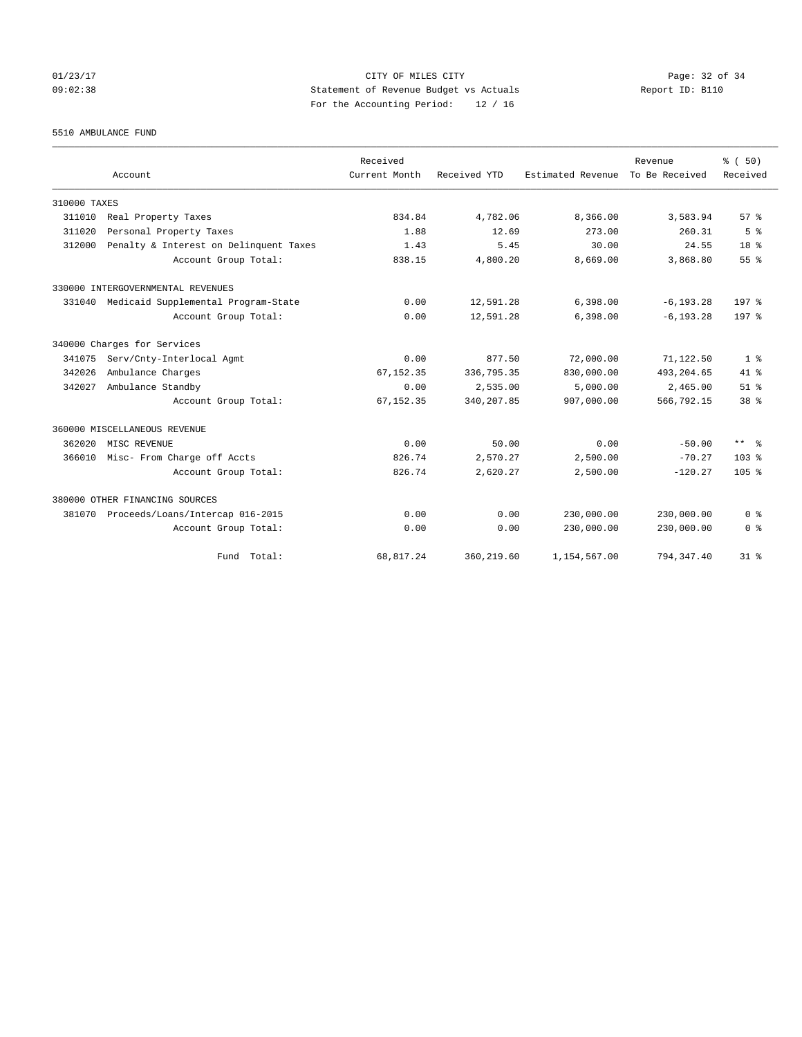CITY OF MILES CITY
Statement of Revenue Budget vs Actuals
For the Accounting Period: 12 / 16

01/23/17
09:02:38

Report ID: B110

5510 AMBULANCE FUND

| Account | Received Current Month | Received YTD | Estimated Revenue | Revenue To Be Received | % ( 50) Received |
|---|---|---|---|---|---|
| 310000 TAXES | | | | | |
| 311010 Real Property Taxes | 834.84 | 4,782.06 | 8,366.00 | 3,583.94 | 57 % |
| 311020 Personal Property Taxes | 1.88 | 12.69 | 273.00 | 260.31 | 5 % |
| 312000 Penalty & Interest on Delinquent Taxes | 1.43 | 5.45 | 30.00 | 24.55 | 18 % |
| Account Group Total: | 838.15 | 4,800.20 | 8,669.00 | 3,868.80 | 55 % |
| 330000 INTERGOVERNMENTAL REVENUES | | | | | |
| 331040 Medicaid Supplemental Program-State | 0.00 | 12,591.28 | 6,398.00 | -6,193.28 | 197 % |
| Account Group Total: | 0.00 | 12,591.28 | 6,398.00 | -6,193.28 | 197 % |
| 340000 Charges for Services | | | | | |
| 341075 Serv/Cnty-Interlocal Agmt | 0.00 | 877.50 | 72,000.00 | 71,122.50 | 1 % |
| 342026 Ambulance Charges | 67,152.35 | 336,795.35 | 830,000.00 | 493,204.65 | 41 % |
| 342027 Ambulance Standby | 0.00 | 2,535.00 | 5,000.00 | 2,465.00 | 51 % |
| Account Group Total: | 67,152.35 | 340,207.85 | 907,000.00 | 566,792.15 | 38 % |
| 360000 MISCELLANEOUS REVENUE | | | | | |
| 362020 MISC REVENUE | 0.00 | 50.00 | 0.00 | -50.00 | ** % |
| 366010 Misc- From Charge off Accts | 826.74 | 2,570.27 | 2,500.00 | -70.27 | 103 % |
| Account Group Total: | 826.74 | 2,620.27 | 2,500.00 | -120.27 | 105 % |
| 380000 OTHER FINANCING SOURCES | | | | | |
| 381070 Proceeds/Loans/Intercap 016-2015 | 0.00 | 0.00 | 230,000.00 | 230,000.00 | 0 % |
| Account Group Total: | 0.00 | 0.00 | 230,000.00 | 230,000.00 | 0 % |
| Fund Total: | 68,817.24 | 360,219.60 | 1,154,567.00 | 794,347.40 | 31 % |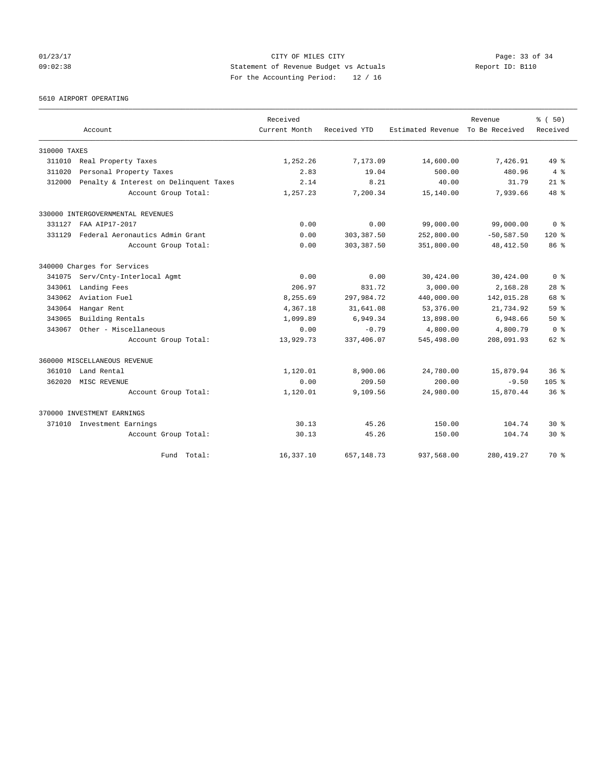CITY OF MILES CITY
Statement of Revenue Budget vs Actuals
For the Accounting Period: 12 / 16

01/23/17
09:02:38

Report ID: B110

5610 AIRPORT OPERATING

| Account | | Received Current Month | Received YTD | Estimated Revenue | Revenue To Be Received | % ( 50) Received |
|---|---|---|---|---|---|---|
| 310000 TAXES | | | | | | |
| 311010 | Real Property Taxes | 1,252.26 | 7,173.09 | 14,600.00 | 7,426.91 | 49 % |
| 311020 | Personal Property Taxes | 2.83 | 19.04 | 500.00 | 480.96 | 4 % |
| 312000 | Penalty & Interest on Delinquent Taxes | 2.14 | 8.21 | 40.00 | 31.79 | 21 % |
| | Account Group Total: | 1,257.23 | 7,200.34 | 15,140.00 | 7,939.66 | 48 % |
| 330000 INTERGOVERNMENTAL REVENUES | | | | | | |
| 331127 | FAA AIP17-2017 | 0.00 | 0.00 | 99,000.00 | 99,000.00 | 0 % |
| 331129 | Federal Aeronautics Admin Grant | 0.00 | 303,387.50 | 252,800.00 | -50,587.50 | 120 % |
| | Account Group Total: | 0.00 | 303,387.50 | 351,800.00 | 48,412.50 | 86 % |
| 340000 Charges for Services | | | | | | |
| 341075 | Serv/Cnty-Interlocal Agmt | 0.00 | 0.00 | 30,424.00 | 30,424.00 | 0 % |
| 343061 | Landing Fees | 206.97 | 831.72 | 3,000.00 | 2,168.28 | 28 % |
| 343062 | Aviation Fuel | 8,255.69 | 297,984.72 | 440,000.00 | 142,015.28 | 68 % |
| 343064 | Hangar Rent | 4,367.18 | 31,641.08 | 53,376.00 | 21,734.92 | 59 % |
| 343065 | Building Rentals | 1,099.89 | 6,949.34 | 13,898.00 | 6,948.66 | 50 % |
| 343067 | Other - Miscellaneous | 0.00 | -0.79 | 4,800.00 | 4,800.79 | 0 % |
| | Account Group Total: | 13,929.73 | 337,406.07 | 545,498.00 | 208,091.93 | 62 % |
| 360000 MISCELLANEOUS REVENUE | | | | | | |
| 361010 | Land Rental | 1,120.01 | 8,900.06 | 24,780.00 | 15,879.94 | 36 % |
| 362020 | MISC REVENUE | 0.00 | 209.50 | 200.00 | -9.50 | 105 % |
| | Account Group Total: | 1,120.01 | 9,109.56 | 24,980.00 | 15,870.44 | 36 % |
| 370000 INVESTMENT EARNINGS | | | | | | |
| 371010 | Investment Earnings | 30.13 | 45.26 | 150.00 | 104.74 | 30 % |
| | Account Group Total: | 30.13 | 45.26 | 150.00 | 104.74 | 30 % |
| | Fund Total: | 16,337.10 | 657,148.73 | 937,568.00 | 280,419.27 | 70 % |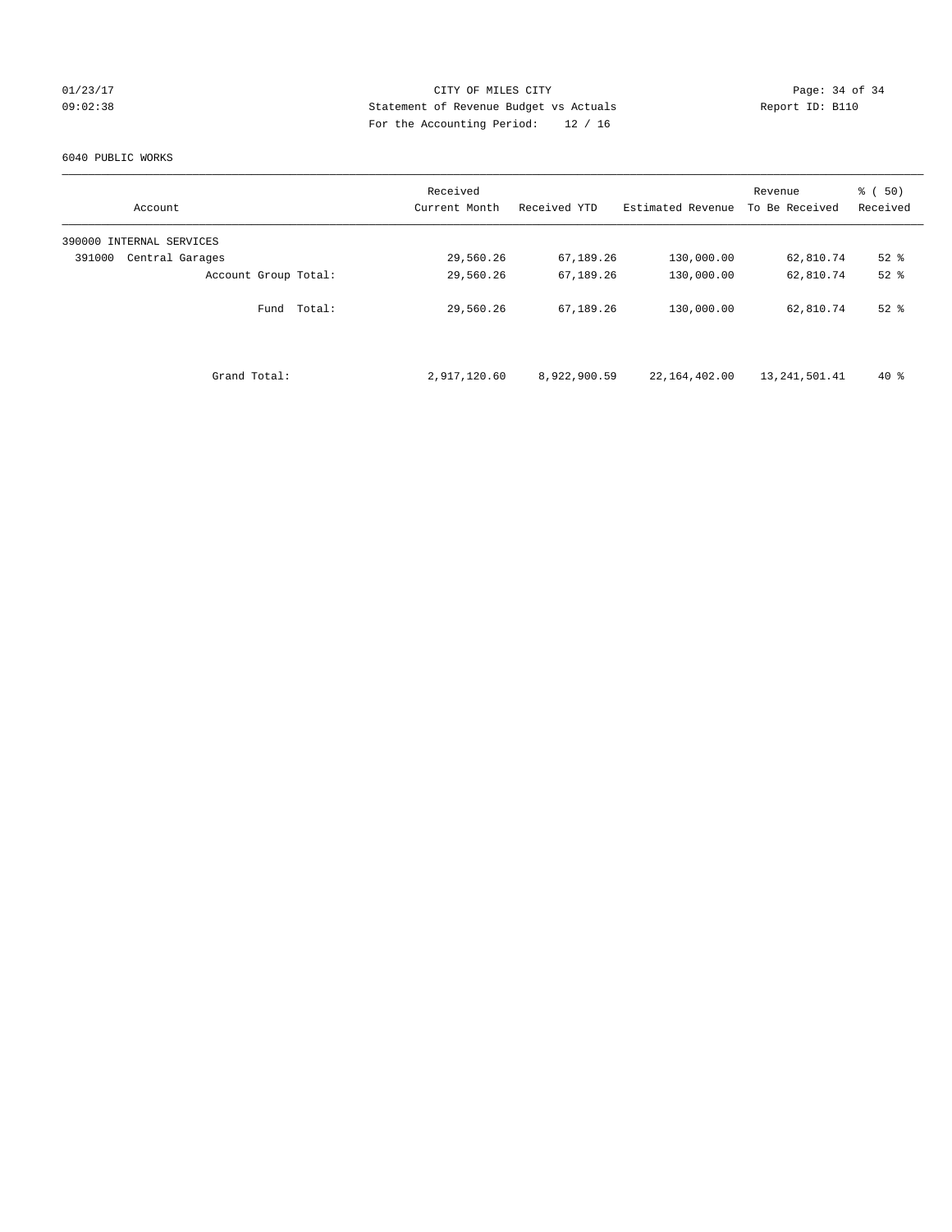CITY OF MILES CITY
Statement of Revenue Budget vs Actuals
For the Accounting Period: 12 / 16

01/23/17
09:02:38

Report ID: B110

6040 PUBLIC WORKS

| Account | Received Current Month | Received YTD | Estimated Revenue | Revenue To Be Received | % ( 50) Received |
|---|---|---|---|---|---|
| 390000 INTERNAL SERVICES | | | | | |
| 391000 Central Garages | 29,560.26 | 67,189.26 | 130,000.00 | 62,810.74 | 52 % |
| Account Group Total: | 29,560.26 | 67,189.26 | 130,000.00 | 62,810.74 | 52 % |
| Fund Total: | 29,560.26 | 67,189.26 | 130,000.00 | 62,810.74 | 52 % |
| Grand Total: | 2,917,120.60 | 8,922,900.59 | 22,164,402.00 | 13,241,501.41 | 40 % |